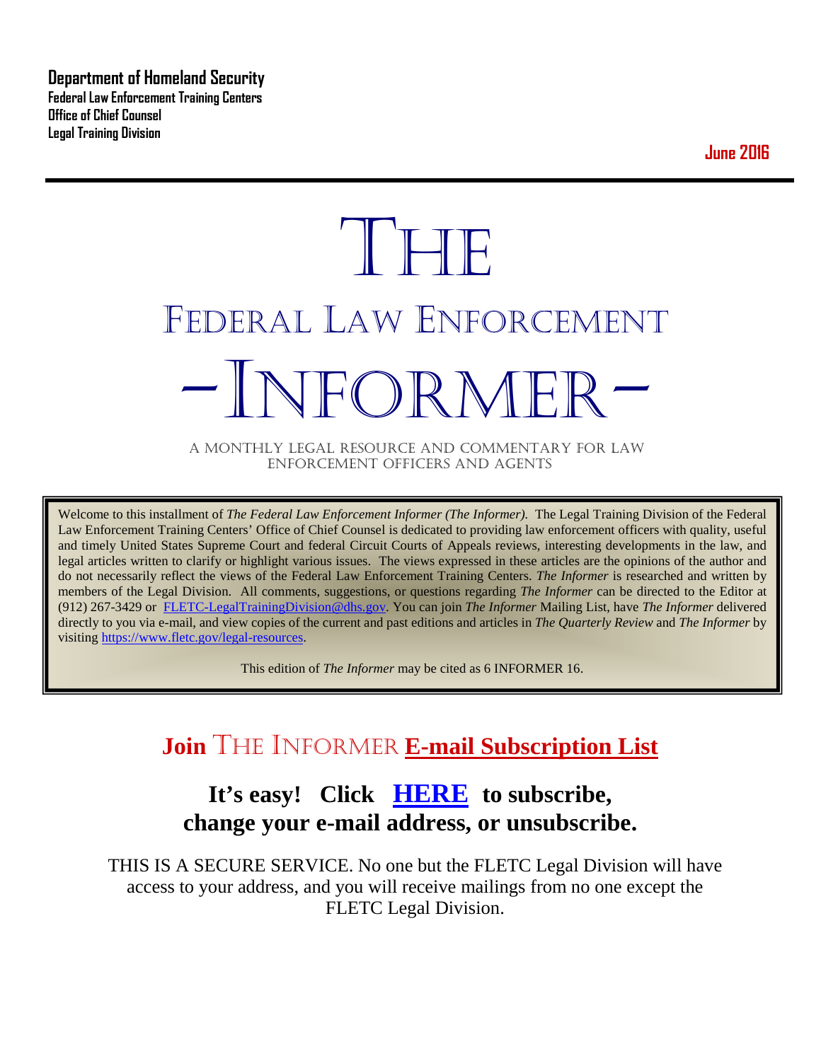**Department of Homeland Security**
**Federal Law Enforcement Training Centers**
**Office of Chief Counsel**
**Legal Training Division**

**June 2016**

# THE

# FEDERAL LAW ENFORCEMENT

# -INFORMER-

A MONTHLY LEGAL RESOURCE AND COMMENTARY FOR LAW ENFORCEMENT OFFICERS AND AGENTS

Welcome to this installment of *The Federal Law Enforcement Informer (The Informer).* The Legal Training Division of the Federal Law Enforcement Training Centers' Office of Chief Counsel is dedicated to providing law enforcement officers with quality, useful and timely United States Supreme Court and federal Circuit Courts of Appeals reviews, interesting developments in the law, and legal articles written to clarify or highlight various issues. The views expressed in these articles are the opinions of the author and do not necessarily reflect the views of the Federal Law Enforcement Training Centers. *The Informer* is researched and written by members of the Legal Division. All comments, suggestions, or questions regarding *The Informer* can be directed to the Editor at (912) 267-3429 or FLETC-LegalTrainingDivision@dhs.gov. You can join *The Informer* Mailing List, have *The Informer* delivered directly to you via e-mail, and view copies of the current and past editions and articles in *The Quarterly Review* and *The Informer* by visiting https://www.fletc.gov/legal-resources.

This edition of *The Informer* may be cited as 6 INFORMER 16.

## Join THE INFORMER E-mail Subscription List

### It's easy! Click HERE to subscribe, change your e-mail address, or unsubscribe.

THIS IS A SECURE SERVICE. No one but the FLETC Legal Division will have access to your address, and you will receive mailings from no one except the FLETC Legal Division.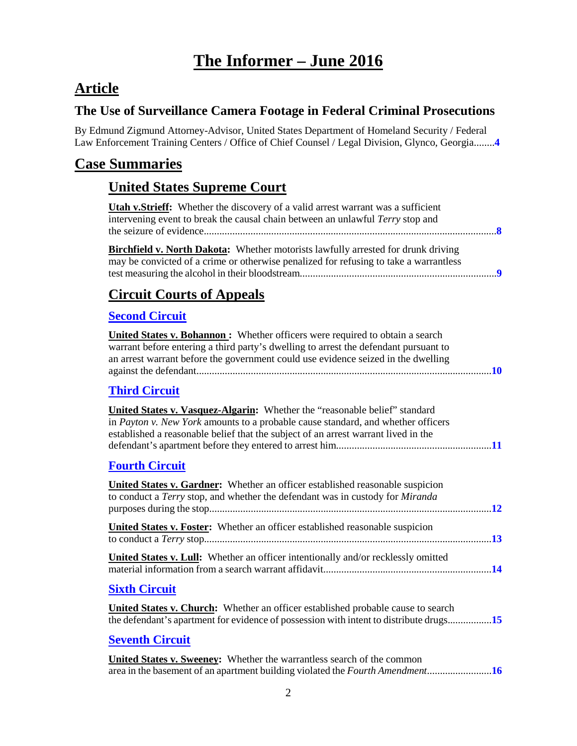# The Informer – June 2016

## Article

### The Use of Surveillance Camera Footage in Federal Criminal Prosecutions

By Edmund Zigmund Attorney-Advisor, United States Department of Homeland Security / Federal Law Enforcement Training Centers / Office of Chief Counsel / Legal Division, Glynco, Georgia........4

## Case Summaries

### United States Supreme Court

**Utah v.Strieff:** Whether the discovery of a valid arrest warrant was a sufficient intervening event to break the causal chain between an unlawful *Terry* stop and the seizure of evidence........8

**Birchfield v. North Dakota:** Whether motorists lawfully arrested for drunk driving may be convicted of a crime or otherwise penalized for refusing to take a warrantless test measuring the alcohol in their bloodstream........9

### Circuit Courts of Appeals

#### Second Circuit

**United States v. Bohannon :** Whether officers were required to obtain a search warrant before entering a third party's dwelling to arrest the defendant pursuant to an arrest warrant before the government could use evidence seized in the dwelling against the defendant........10

#### Third Circuit

**United States v. Vasquez-Algarin:** Whether the "reasonable belief" standard in *Payton v. New York* amounts to a probable cause standard, and whether officers established a reasonable belief that the subject of an arrest warrant lived in the defendant's apartment before they entered to arrest him........11

#### Fourth Circuit

**United States v. Gardner:** Whether an officer established reasonable suspicion to conduct a *Terry* stop, and whether the defendant was in custody for *Miranda* purposes during the stop........12

**United States v. Foster:** Whether an officer established reasonable suspicion to conduct a *Terry* stop........13

**United States v. Lull:** Whether an officer intentionally and/or recklessly omitted material information from a search warrant affidavit........14

#### Sixth Circuit

**United States v. Church:** Whether an officer established probable cause to search the defendant's apartment for evidence of possession with intent to distribute drugs........15

#### Seventh Circuit

**United States v. Sweeney:** Whether the warrantless search of the common area in the basement of an apartment building violated the *Fourth Amendment*........16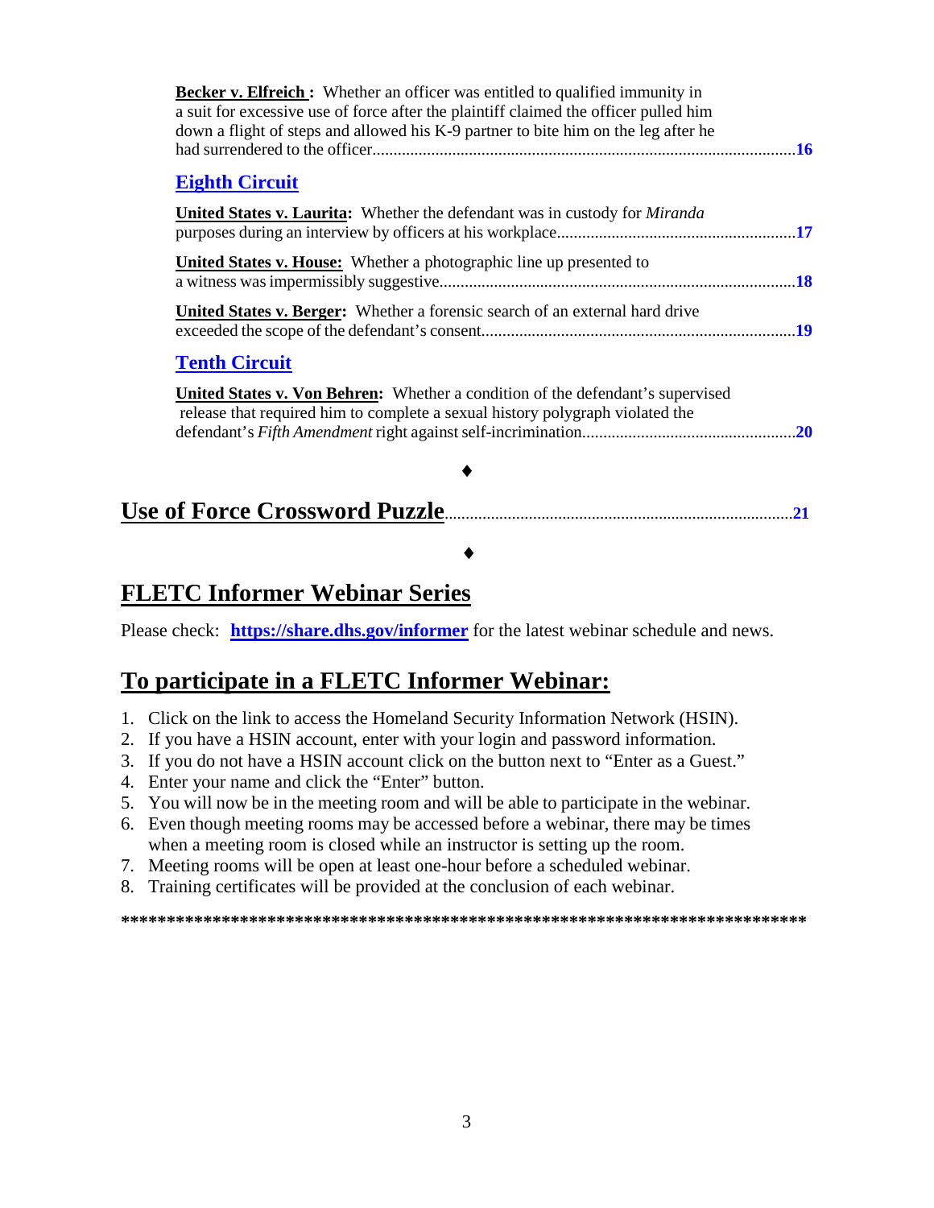**Becker v. Elfreich :** Whether an officer was entitled to qualified immunity in a suit for excessive use of force after the plaintiff claimed the officer pulled him down a flight of steps and allowed his K-9 partner to bite him on the leg after he had surrendered to the officer....................................................................................................16

## Eighth Circuit

**United States v. Laurita:** Whether the defendant was in custody for *Miranda* purposes during an interview by officers at his workplace........................................................17

**United States v. House:** Whether a photographic line up presented to a witness was impermissibly suggestive....................................................................................18

**United States v. Berger:** Whether a forensic search of an external hard drive exceeded the scope of the defendant's consent.........................................................................19

## Tenth Circuit

**United States v. Von Behren:** Whether a condition of the defendant's supervised release that required him to complete a sexual history polygraph violated the defendant's *Fifth Amendment* right against self-incrimination..................................................20

♦

## Use of Force Crossword Puzzle..................................................................................21

♦

## FLETC Informer Webinar Series

Please check: **https://share.dhs.gov/informer** for the latest webinar schedule and news.

## To participate in a FLETC Informer Webinar:

1. Click on the link to access the Homeland Security Information Network (HSIN).
2. If you have a HSIN account, enter with your login and password information.
3. If you do not have a HSIN account click on the button next to "Enter as a Guest."
4. Enter your name and click the "Enter" button.
5. You will now be in the meeting room and will be able to participate in the webinar.
6. Even though meeting rooms may be accessed before a webinar, there may be times when a meeting room is closed while an instructor is setting up the room.
7. Meeting rooms will be open at least one-hour before a scheduled webinar.
8. Training certificates will be provided at the conclusion of each webinar.

******************************************************************************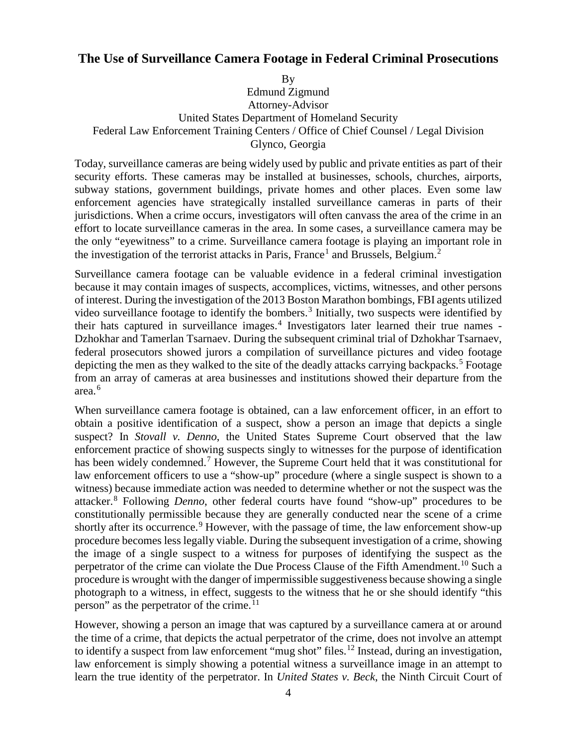# The Use of Surveillance Camera Footage in Federal Criminal Prosecutions

By
Edmund Zigmund
Attorney-Advisor
United States Department of Homeland Security
Federal Law Enforcement Training Centers / Office of Chief Counsel / Legal Division
Glynco, Georgia

Today, surveillance cameras are being widely used by public and private entities as part of their security efforts. These cameras may be installed at businesses, schools, churches, airports, subway stations, government buildings, private homes and other places. Even some law enforcement agencies have strategically installed surveillance cameras in parts of their jurisdictions. When a crime occurs, investigators will often canvass the area of the crime in an effort to locate surveillance cameras in the area. In some cases, a surveillance camera may be the only "eyewitness" to a crime. Surveillance camera footage is playing an important role in the investigation of the terrorist attacks in Paris, France[1] and Brussels, Belgium.[2]

Surveillance camera footage can be valuable evidence in a federal criminal investigation because it may contain images of suspects, accomplices, victims, witnesses, and other persons of interest. During the investigation of the 2013 Boston Marathon bombings, FBI agents utilized video surveillance footage to identify the bombers.[3] Initially, two suspects were identified by their hats captured in surveillance images.[4] Investigators later learned their true names - Dzhokhar and Tamerlan Tsarnaev. During the subsequent criminal trial of Dzhokhar Tsarnaev, federal prosecutors showed jurors a compilation of surveillance pictures and video footage depicting the men as they walked to the site of the deadly attacks carrying backpacks.[5] Footage from an array of cameras at area businesses and institutions showed their departure from the area.[6]

When surveillance camera footage is obtained, can a law enforcement officer, in an effort to obtain a positive identification of a suspect, show a person an image that depicts a single suspect? In *Stovall v. Denno*, the United States Supreme Court observed that the law enforcement practice of showing suspects singly to witnesses for the purpose of identification has been widely condemned.[7] However, the Supreme Court held that it was constitutional for law enforcement officers to use a "show-up" procedure (where a single suspect is shown to a witness) because immediate action was needed to determine whether or not the suspect was the attacker.[8] Following *Denno*, other federal courts have found "show-up" procedures to be constitutionally permissible because they are generally conducted near the scene of a crime shortly after its occurrence.[9] However, with the passage of time, the law enforcement show-up procedure becomes less legally viable. During the subsequent investigation of a crime, showing the image of a single suspect to a witness for purposes of identifying the suspect as the perpetrator of the crime can violate the Due Process Clause of the Fifth Amendment.[10] Such a procedure is wrought with the danger of impermissible suggestiveness because showing a single photograph to a witness, in effect, suggests to the witness that he or she should identify "this person" as the perpetrator of the crime.[11]

However, showing a person an image that was captured by a surveillance camera at or around the time of a crime, that depicts the actual perpetrator of the crime, does not involve an attempt to identify a suspect from law enforcement "mug shot" files.[12] Instead, during an investigation, law enforcement is simply showing a potential witness a surveillance image in an attempt to learn the true identity of the perpetrator. In *United States v. Beck*, the Ninth Circuit Court of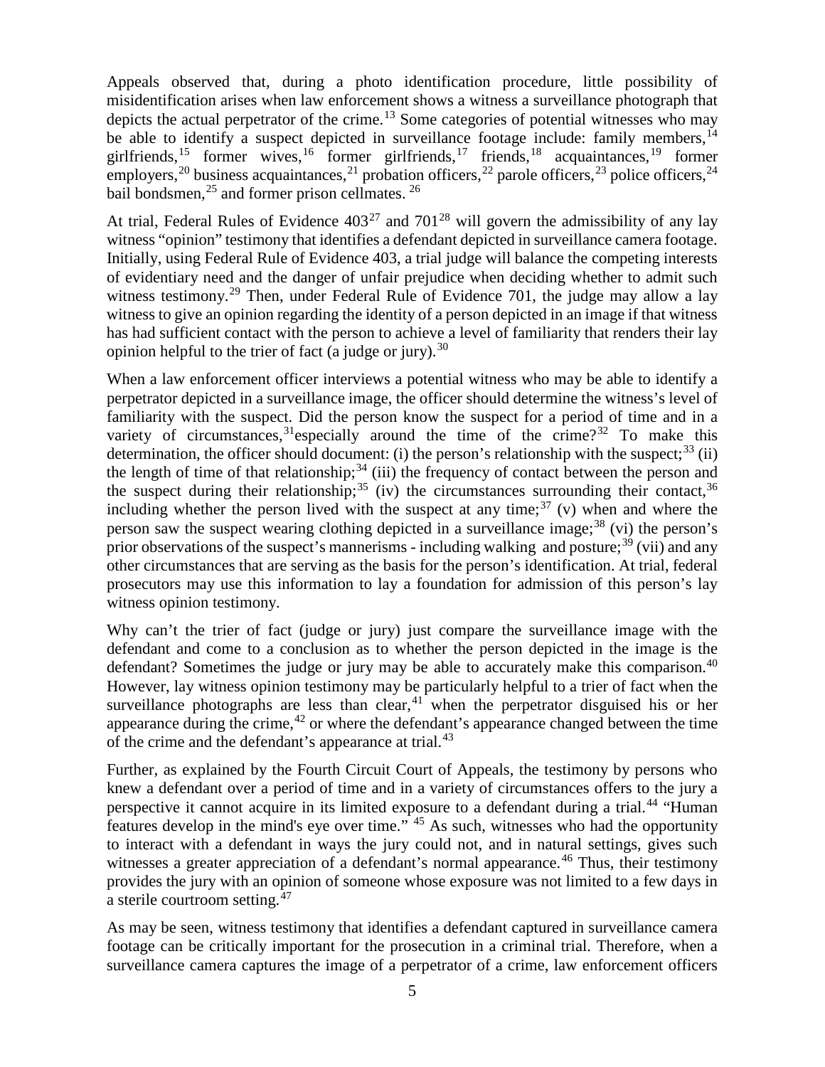Appeals observed that, during a photo identification procedure, little possibility of misidentification arises when law enforcement shows a witness a surveillance photograph that depicts the actual perpetrator of the crime.[13] Some categories of potential witnesses who may be able to identify a suspect depicted in surveillance footage include: family members,[14] girlfriends,[15] former wives,[16] former girlfriends,[17] friends,[18] acquaintances,[19] former employers,[20] business acquaintances,[21] probation officers,[22] parole officers,[23] police officers,[24] bail bondsmen,[25] and former prison cellmates.[26]

At trial, Federal Rules of Evidence 403[27] and 701[28] will govern the admissibility of any lay witness "opinion" testimony that identifies a defendant depicted in surveillance camera footage. Initially, using Federal Rule of Evidence 403, a trial judge will balance the competing interests of evidentiary need and the danger of unfair prejudice when deciding whether to admit such witness testimony.[29] Then, under Federal Rule of Evidence 701, the judge may allow a lay witness to give an opinion regarding the identity of a person depicted in an image if that witness has had sufficient contact with the person to achieve a level of familiarity that renders their lay opinion helpful to the trier of fact (a judge or jury).[30]

When a law enforcement officer interviews a potential witness who may be able to identify a perpetrator depicted in a surveillance image, the officer should determine the witness's level of familiarity with the suspect. Did the person know the suspect for a period of time and in a variety of circumstances,[31]especially around the time of the crime?[32] To make this determination, the officer should document: (i) the person's relationship with the suspect;[33] (ii) the length of time of that relationship;[34] (iii) the frequency of contact between the person and the suspect during their relationship;[35] (iv) the circumstances surrounding their contact,[36] including whether the person lived with the suspect at any time;[37] (v) when and where the person saw the suspect wearing clothing depicted in a surveillance image;[38] (vi) the person's prior observations of the suspect's mannerisms - including walking and posture;[39] (vii) and any other circumstances that are serving as the basis for the person's identification. At trial, federal prosecutors may use this information to lay a foundation for admission of this person's lay witness opinion testimony.

Why can't the trier of fact (judge or jury) just compare the surveillance image with the defendant and come to a conclusion as to whether the person depicted in the image is the defendant? Sometimes the judge or jury may be able to accurately make this comparison.[40] However, lay witness opinion testimony may be particularly helpful to a trier of fact when the surveillance photographs are less than clear,[41] when the perpetrator disguised his or her appearance during the crime,[42] or where the defendant's appearance changed between the time of the crime and the defendant's appearance at trial.[43]

Further, as explained by the Fourth Circuit Court of Appeals, the testimony by persons who knew a defendant over a period of time and in a variety of circumstances offers to the jury a perspective it cannot acquire in its limited exposure to a defendant during a trial.[44] "Human features develop in the mind's eye over time."[45] As such, witnesses who had the opportunity to interact with a defendant in ways the jury could not, and in natural settings, gives such witnesses a greater appreciation of a defendant's normal appearance.[46] Thus, their testimony provides the jury with an opinion of someone whose exposure was not limited to a few days in a sterile courtroom setting.[47]

As may be seen, witness testimony that identifies a defendant captured in surveillance camera footage can be critically important for the prosecution in a criminal trial. Therefore, when a surveillance camera captures the image of a perpetrator of a crime, law enforcement officers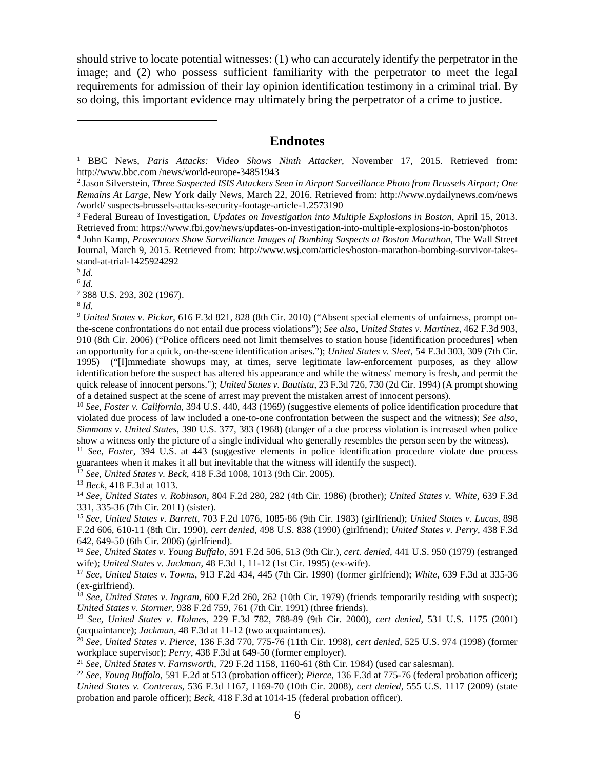should strive to locate potential witnesses: (1) who can accurately identify the perpetrator in the image; and (2) who possess sufficient familiarity with the perpetrator to meet the legal requirements for admission of their lay opinion identification testimony in a criminal trial. By so doing, this important evidence may ultimately bring the perpetrator of a crime to justice.

---

## Endnotes

[1] BBC News, *Paris Attacks: Video Shows Ninth Attacker*, November 17, 2015. Retrieved from: http://www.bbc.com /news/world-europe-34851943

[2] Jason Silverstein, *Three Suspected ISIS Attackers Seen in Airport Surveillance Photo from Brussels Airport; One Remains At Large*, New York daily News, March 22, 2016. Retrieved from: http://www.nydailynews.com/news /world/ suspects-brussels-attacks-security-footage-article-1.2573190

[3] Federal Bureau of Investigation, *Updates on Investigation into Multiple Explosions in Boston*, April 15, 2013. Retrieved from: https://www.fbi.gov/news/updates-on-investigation-into-multiple-explosions-in-boston/photos

[4] John Kamp, *Prosecutors Show Surveillance Images of Bombing Suspects at Boston Marathon*, The Wall Street Journal, March 9, 2015. Retrieved from: http://www.wsj.com/articles/boston-marathon-bombing-survivor-takes-stand-at-trial-1425924292

[5] *Id.*

[6] *Id.*

[7] 388 U.S. 293, 302 (1967).

[8] *Id.*

[9] *United States v. Pickar*, 616 F.3d 821, 828 (8th Cir. 2010) ("Absent special elements of unfairness, prompt on-the-scene confrontations do not entail due process violations"); *See also*, *United States v. Martinez*, 462 F.3d 903, 910 (8th Cir. 2006) ("Police officers need not limit themselves to station house [identification procedures] when an opportunity for a quick, on-the-scene identification arises."); *United States v. Sleet*, 54 F.3d 303, 309 (7th Cir. 1995) ("[I]mmediate showups may, at times, serve legitimate law-enforcement purposes, as they allow identification before the suspect has altered his appearance and while the witness' memory is fresh, and permit the quick release of innocent persons."); *United States v. Bautista*, 23 F.3d 726, 730 (2d Cir. 1994) (A prompt showing of a detained suspect at the scene of arrest may prevent the mistaken arrest of innocent persons).

[10] *See*, *Foster v. California*, 394 U.S. 440, 443 (1969) (suggestive elements of police identification procedure that violated due process of law included a one-to-one confrontation between the suspect and the witness); *See also*, *Simmons v. United States*, 390 U.S. 377, 383 (1968) (danger of a due process violation is increased when police show a witness only the picture of a single individual who generally resembles the person seen by the witness).

[11] *See*, *Foster*, 394 U.S. at 443 (suggestive elements in police identification procedure violate due process guarantees when it makes it all but inevitable that the witness will identify the suspect).

[12] *See*, *United States v. Beck*, 418 F.3d 1008, 1013 (9th Cir. 2005).

[13] *Beck*, 418 F.3d at 1013.

[14] *See*, *United States v. Robinson*, 804 F.2d 280, 282 (4th Cir. 1986) (brother); *United States v. White*, 639 F.3d 331, 335-36 (7th Cir. 2011) (sister).

[15] *See*, *United States v. Barrett*, 703 F.2d 1076, 1085-86 (9th Cir. 1983) (girlfriend); *United States v. Lucas*, 898 F.2d 606, 610-11 (8th Cir. 1990), *cert denied*, 498 U.S. 838 (1990) (girlfriend); *United States v. Perry*, 438 F.3d 642, 649-50 (6th Cir. 2006) (girlfriend).

[16] *See*, *United States v. Young Buffalo*, 591 F.2d 506, 513 (9th Cir.), *cert. denied*, 441 U.S. 950 (1979) (estranged wife); *United States v. Jackman*, 48 F.3d 1, 11-12 (1st Cir. 1995) (ex-wife).

[17] *See*, *United States v. Towns*, 913 F.2d 434, 445 (7th Cir. 1990) (former girlfriend); *White*, 639 F.3d at 335-36 (ex-girlfriend).

[18] *See*, *United States v. Ingram*, 600 F.2d 260, 262 (10th Cir. 1979) (friends temporarily residing with suspect); *United States v. Stormer*, 938 F.2d 759, 761 (7th Cir. 1991) (three friends).

[19] *See*, *United States v. Holmes*, 229 F.3d 782, 788-89 (9th Cir. 2000), *cert denied*, 531 U.S. 1175 (2001) (acquaintance); *Jackman*, 48 F.3d at 11-12 (two acquaintances).

[20] *See*, *United States v. Pierce*, 136 F.3d 770, 775-76 (11th Cir. 1998), *cert denied*, 525 U.S. 974 (1998) (former workplace supervisor); *Perry*, 438 F.3d at 649-50 (former employer).

[21] *See*, *United States* v. *Farnsworth*, 729 F.2d 1158, 1160-61 (8th Cir. 1984) (used car salesman).

[22] *See*, *Young Buffalo*, 591 F.2d at 513 (probation officer); *Pierce*, 136 F.3d at 775-76 (federal probation officer); *United States v. Contreras*, 536 F.3d 1167, 1169-70 (10th Cir. 2008), *cert denied*, 555 U.S. 1117 (2009) (state probation and parole officer); *Beck*, 418 F.3d at 1014-15 (federal probation officer).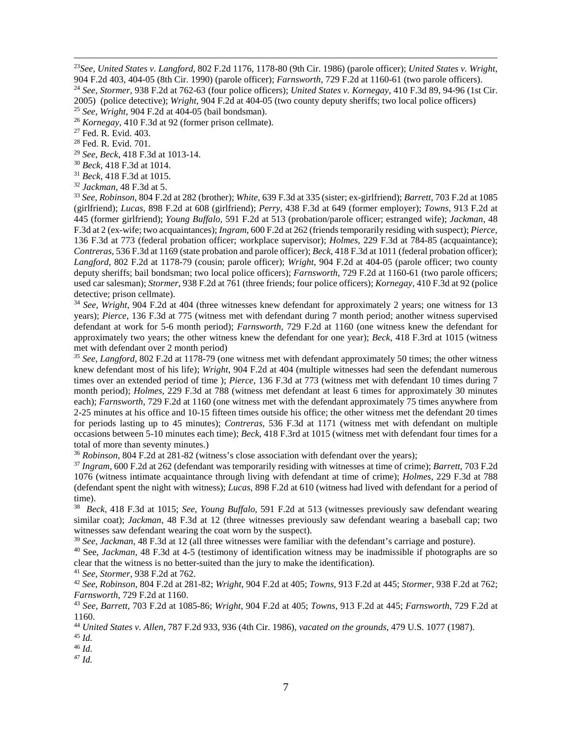[23]*See, United States v. Langford*, 802 F.2d 1176, 1178-80 (9th Cir. 1986) (parole officer); *United States v. Wright*, 904 F.2d 403, 404-05 (8th Cir. 1990) (parole officer); *Farnsworth,* 729 F.2d at 1160-61 (two parole officers).

[24] *See, Stormer*, 938 F.2d at 762-63 (four police officers); *United States v. Kornegay*, 410 F.3d 89, 94-96 (1st Cir. 2005) (police detective); *Wright,* 904 F.2d at 404-05 (two county deputy sheriffs; two local police officers)

[25] *See, Wright*, 904 F.2d at 404-05 (bail bondsman).

[26] *Kornegay*, 410 F.3d at 92 (former prison cellmate).

[27] Fed. R. Evid. 403.

[28] Fed. R. Evid. 701.

[29] *See, Beck*, 418 F.3d at 1013-14.

[30] *Beck*, 418 F.3d at 1014.

[31] *Beck*, 418 F.3d at 1015.

[32] *Jackman*, 48 F.3d at 5.

[33] *See, Robinson*, 804 F.2d at 282 (brother); *White,* 639 F.3d at 335 (sister; ex-girlfriend); *Barrett,* 703 F.2d at 1085 (girlfriend); *Lucas*, 898 F.2d at 608 (girlfriend); *Perry*, 438 F.3d at 649 (former employer); *Towns*, 913 F.2d at 445 (former girlfriend); *Young Buffalo*, 591 F.2d at 513 (probation/parole officer; estranged wife); *Jackman*, 48 F.3d at 2 (ex-wife; two acquaintances); *Ingram*, 600 F.2d at 262 (friends temporarily residing with suspect); *Pierce*, 136 F.3d at 773 (federal probation officer; workplace supervisor); *Holmes*, 229 F.3d at 784-85 (acquaintance); *Contreras*, 536 F.3d at 1169 (state probation and parole officer); *Beck*, 418 F.3d at 1011 (federal probation officer); *Langford,* 802 F.2d at 1178-79 (cousin; parole officer); *Wright*, 904 F.2d at 404-05 (parole officer; two county deputy sheriffs; bail bondsman; two local police officers); *Farnsworth*, 729 F.2d at 1160-61 (two parole officers; used car salesman); *Stormer,* 938 F.2d at 761 (three friends; four police officers); *Kornegay*, 410 F.3d at 92 (police detective; prison cellmate).

[34] *See*, *Wright*, 904 F.2d at 404 (three witnesses knew defendant for approximately 2 years; one witness for 13 years); *Pierce*, 136 F.3d at 775 (witness met with defendant during 7 month period; another witness supervised defendant at work for 5-6 month period); *Farnsworth,* 729 F.2d at 1160 (one witness knew the defendant for approximately two years; the other witness knew the defendant for one year); *Beck*, 418 F.3rd at 1015 (witness met with defendant over 2 month period)

[35] *See*, *Langford*, 802 F.2d at 1178-79 (one witness met with defendant approximately 50 times; the other witness knew defendant most of his life); *Wright,* 904 F.2d at 404 (multiple witnesses had seen the defendant numerous times over an extended period of time ); *Pierce*, 136 F.3d at 773 (witness met with defendant 10 times during 7 month period); *Holmes*, 229 F.3d at 788 (witness met defendant at least 6 times for approximately 30 minutes each); *Farnsworth,* 729 F.2d at 1160 (one witness met with the defendant approximately 75 times anywhere from 2-25 minutes at his office and 10-15 fifteen times outside his office; the other witness met the defendant 20 times for periods lasting up to 45 minutes); *Contreras*, 536 F.3d at 1171 (witness met with defendant on multiple occasions between 5-10 minutes each time); *Beck*, 418 F.3rd at 1015 (witness met with defendant four times for a total of more than seventy minutes.)

[36] *Robinson*, 804 F.2d at 281-82 (witness's close association with defendant over the years);

[37] *Ingram*, 600 F.2d at 262 (defendant was temporarily residing with witnesses at time of crime); *Barrett*, 703 F.2d 1076 (witness intimate acquaintance through living with defendant at time of crime); *Holmes*, 229 F.3d at 788 (defendant spent the night with witness); *Lucas*, 898 F.2d at 610 (witness had lived with defendant for a period of time).

[38] *Beck*, 418 F.3d at 1015; *See*, *Young Buffalo*, 591 F.2d at 513 (witnesses previously saw defendant wearing similar coat); *Jackman*, 48 F.3d at 12 (three witnesses previously saw defendant wearing a baseball cap; two witnesses saw defendant wearing the coat worn by the suspect).

[39] *See*, *Jackman*, 48 F.3d at 12 (all three witnesses were familiar with the defendant's carriage and posture).

[40] See, *Jackman*, 48 F.3d at 4-5 (testimony of identification witness may be inadmissible if photographs are so clear that the witness is no better-suited than the jury to make the identification).

[41] *See*, *Stormer*, 938 F.2d at 762.

[42] *See*, *Robinson*, 804 F.2d at 281-82; *Wright,* 904 F.2d at 405; *Towns*, 913 F.2d at 445; *Stormer,* 938 F.2d at 762; *Farnsworth*, 729 F.2d at 1160.

[43] *See*, *Barrett,* 703 F.2d at 1085-86; *Wright,* 904 F.2d at 405; *Towns*, 913 F.2d at 445; *Farnsworth*, 729 F.2d at 1160.

[44] *United States v. Allen*, 787 F.2d 933, 936 (4th Cir. 1986), *vacated on the grounds*, 479 U.S. 1077 (1987).

[45] *Id.*

[46] *Id.*

[47] *Id.*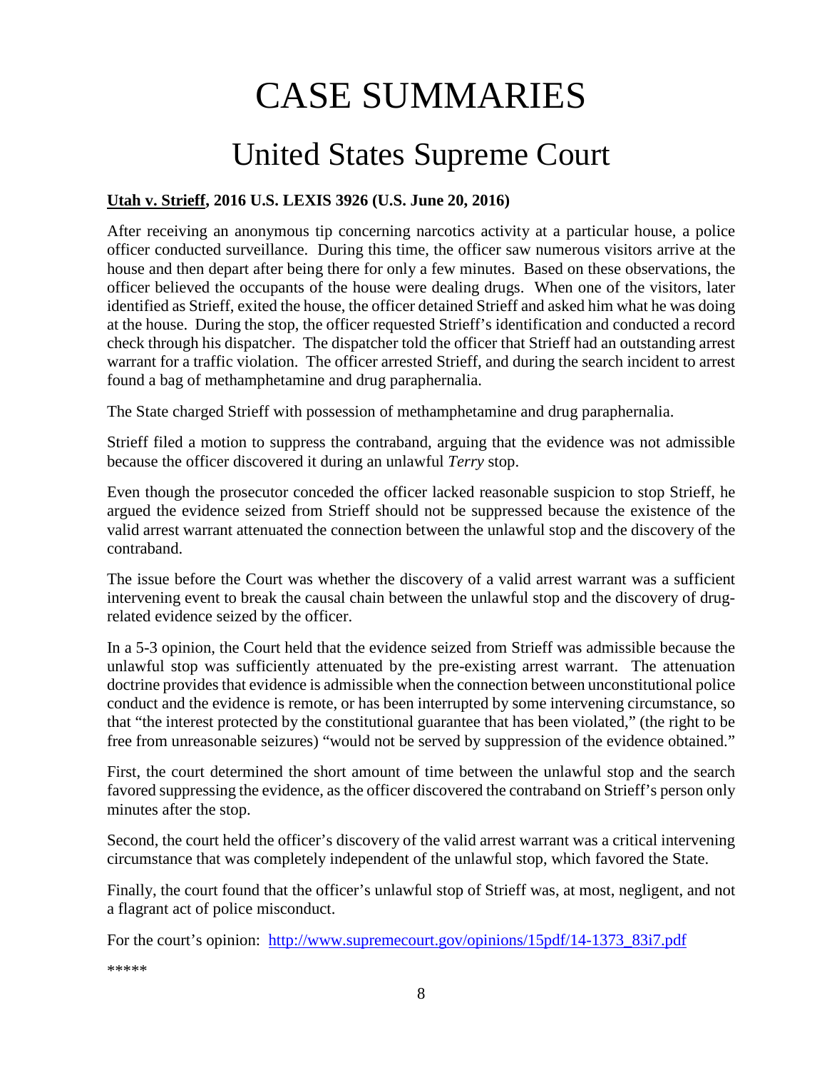# CASE SUMMARIES

## United States Supreme Court

**Utah v. Strieff, 2016 U.S. LEXIS 3926 (U.S. June 20, 2016)**

After receiving an anonymous tip concerning narcotics activity at a particular house, a police officer conducted surveillance. During this time, the officer saw numerous visitors arrive at the house and then depart after being there for only a few minutes. Based on these observations, the officer believed the occupants of the house were dealing drugs. When one of the visitors, later identified as Strieff, exited the house, the officer detained Strieff and asked him what he was doing at the house. During the stop, the officer requested Strieff's identification and conducted a record check through his dispatcher. The dispatcher told the officer that Strieff had an outstanding arrest warrant for a traffic violation. The officer arrested Strieff, and during the search incident to arrest found a bag of methamphetamine and drug paraphernalia.

The State charged Strieff with possession of methamphetamine and drug paraphernalia.

Strieff filed a motion to suppress the contraband, arguing that the evidence was not admissible because the officer discovered it during an unlawful *Terry* stop.

Even though the prosecutor conceded the officer lacked reasonable suspicion to stop Strieff, he argued the evidence seized from Strieff should not be suppressed because the existence of the valid arrest warrant attenuated the connection between the unlawful stop and the discovery of the contraband.

The issue before the Court was whether the discovery of a valid arrest warrant was a sufficient intervening event to break the causal chain between the unlawful stop and the discovery of drug-related evidence seized by the officer.

In a 5-3 opinion, the Court held that the evidence seized from Strieff was admissible because the unlawful stop was sufficiently attenuated by the pre-existing arrest warrant. The attenuation doctrine provides that evidence is admissible when the connection between unconstitutional police conduct and the evidence is remote, or has been interrupted by some intervening circumstance, so that "the interest protected by the constitutional guarantee that has been violated," (the right to be free from unreasonable seizures) "would not be served by suppression of the evidence obtained."

First, the court determined the short amount of time between the unlawful stop and the search favored suppressing the evidence, as the officer discovered the contraband on Strieff's person only minutes after the stop.

Second, the court held the officer's discovery of the valid arrest warrant was a critical intervening circumstance that was completely independent of the unlawful stop, which favored the State.

Finally, the court found that the officer's unlawful stop of Strieff was, at most, negligent, and not a flagrant act of police misconduct.

For the court's opinion: http://www.supremecourt.gov/opinions/15pdf/14-1373_83i7.pdf

*****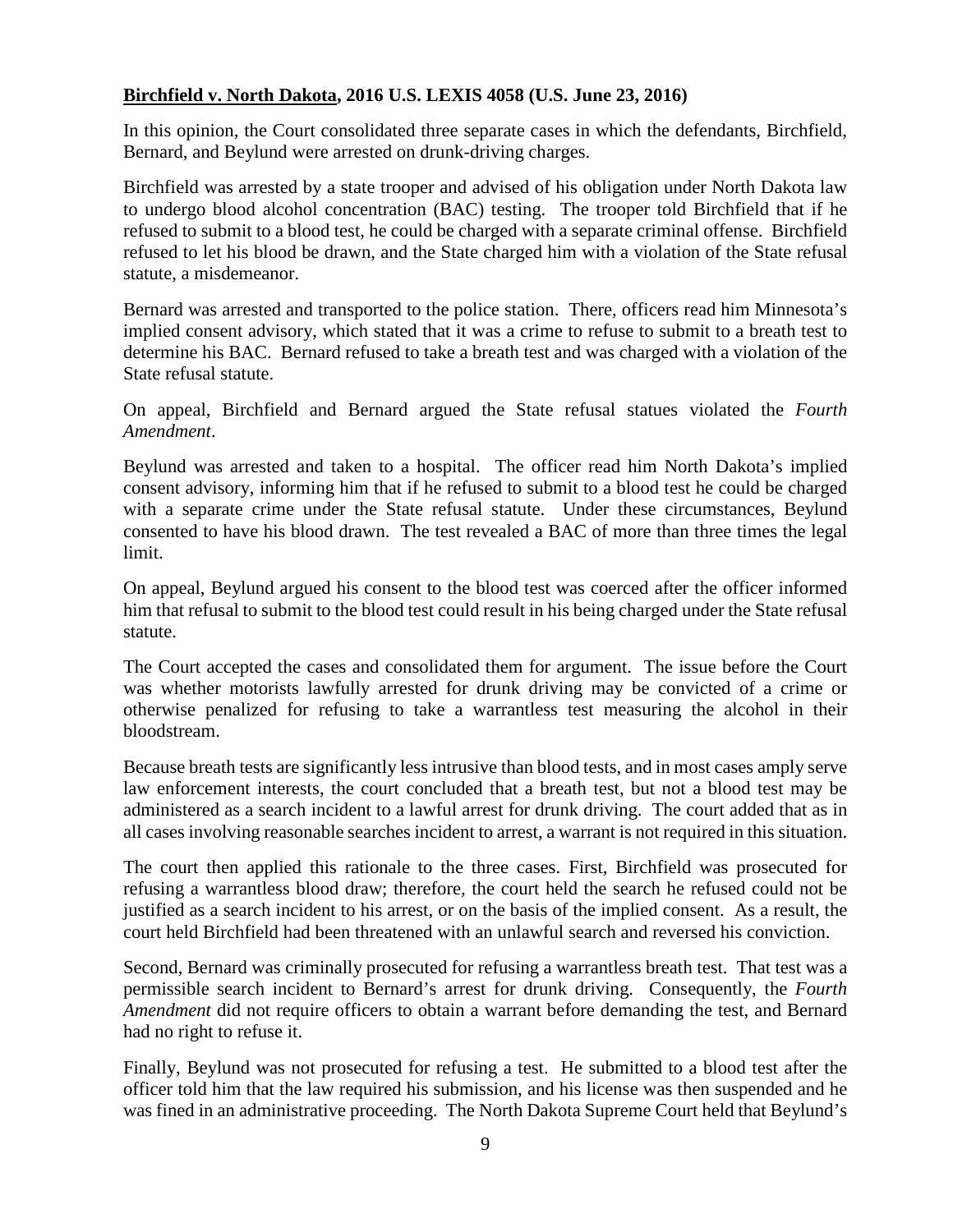**Birchfield v. North Dakota, 2016 U.S. LEXIS 4058 (U.S. June 23, 2016)**

In this opinion, the Court consolidated three separate cases in which the defendants, Birchfield, Bernard, and Beylund were arrested on drunk-driving charges.

Birchfield was arrested by a state trooper and advised of his obligation under North Dakota law to undergo blood alcohol concentration (BAC) testing. The trooper told Birchfield that if he refused to submit to a blood test, he could be charged with a separate criminal offense. Birchfield refused to let his blood be drawn, and the State charged him with a violation of the State refusal statute, a misdemeanor.

Bernard was arrested and transported to the police station. There, officers read him Minnesota's implied consent advisory, which stated that it was a crime to refuse to submit to a breath test to determine his BAC. Bernard refused to take a breath test and was charged with a violation of the State refusal statute.

On appeal, Birchfield and Bernard argued the State refusal statues violated the *Fourth Amendment*.

Beylund was arrested and taken to a hospital. The officer read him North Dakota's implied consent advisory, informing him that if he refused to submit to a blood test he could be charged with a separate crime under the State refusal statute. Under these circumstances, Beylund consented to have his blood drawn. The test revealed a BAC of more than three times the legal limit.

On appeal, Beylund argued his consent to the blood test was coerced after the officer informed him that refusal to submit to the blood test could result in his being charged under the State refusal statute.

The Court accepted the cases and consolidated them for argument. The issue before the Court was whether motorists lawfully arrested for drunk driving may be convicted of a crime or otherwise penalized for refusing to take a warrantless test measuring the alcohol in their bloodstream.

Because breath tests are significantly less intrusive than blood tests, and in most cases amply serve law enforcement interests, the court concluded that a breath test, but not a blood test may be administered as a search incident to a lawful arrest for drunk driving. The court added that as in all cases involving reasonable searches incident to arrest, a warrant is not required in this situation.

The court then applied this rationale to the three cases. First, Birchfield was prosecuted for refusing a warrantless blood draw; therefore, the court held the search he refused could not be justified as a search incident to his arrest, or on the basis of the implied consent. As a result, the court held Birchfield had been threatened with an unlawful search and reversed his conviction.

Second, Bernard was criminally prosecuted for refusing a warrantless breath test. That test was a permissible search incident to Bernard's arrest for drunk driving. Consequently, the *Fourth Amendment* did not require officers to obtain a warrant before demanding the test, and Bernard had no right to refuse it.

Finally, Beylund was not prosecuted for refusing a test. He submitted to a blood test after the officer told him that the law required his submission, and his license was then suspended and he was fined in an administrative proceeding. The North Dakota Supreme Court held that Beylund's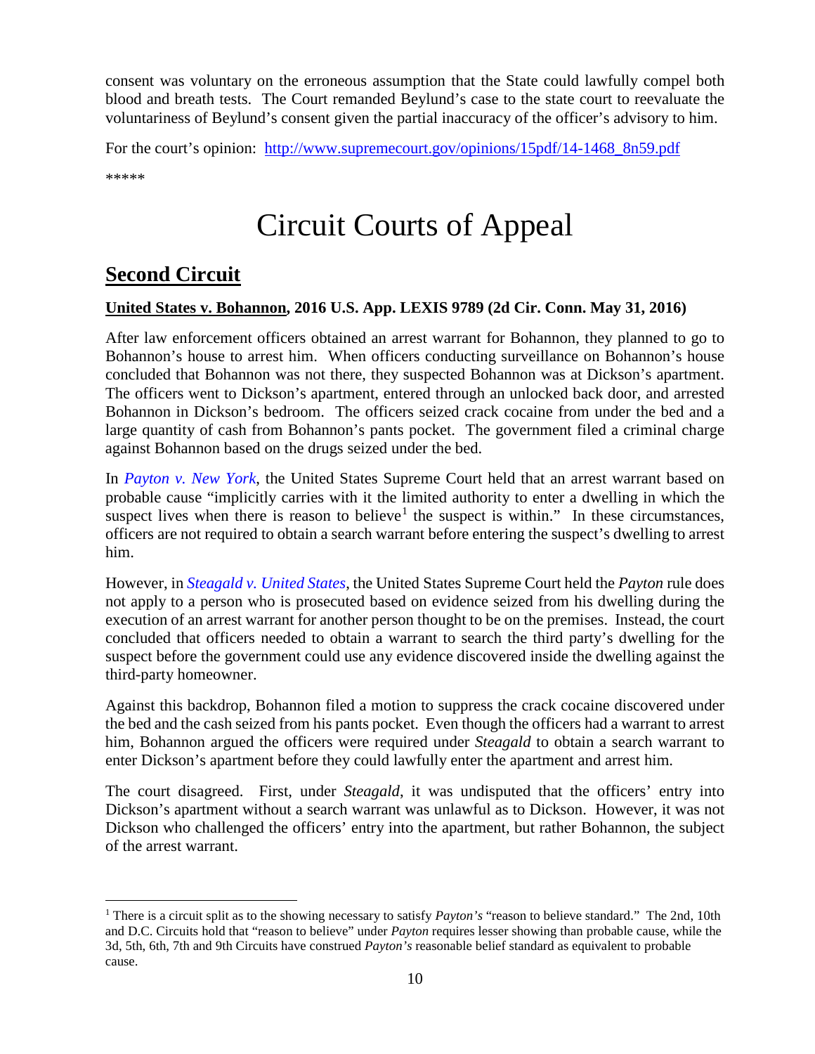consent was voluntary on the erroneous assumption that the State could lawfully compel both blood and breath tests. The Court remanded Beylund's case to the state court to reevaluate the voluntariness of Beylund's consent given the partial inaccuracy of the officer's advisory to him.

For the court's opinion: [http://www.supremecourt.gov/opinions/15pdf/14-1468_8n59.pdf](http://www.supremecourt.gov/opinions/15pdf/14-1468_8n59.pdf)

*****

# Circuit Courts of Appeal

## Second Circuit

**United States v. Bohannon, 2016 U.S. App. LEXIS 9789 (2d Cir. Conn. May 31, 2016)**

After law enforcement officers obtained an arrest warrant for Bohannon, they planned to go to Bohannon's house to arrest him. When officers conducting surveillance on Bohannon's house concluded that Bohannon was not there, they suspected Bohannon was at Dickson's apartment. The officers went to Dickson's apartment, entered through an unlocked back door, and arrested Bohannon in Dickson's bedroom. The officers seized crack cocaine from under the bed and a large quantity of cash from Bohannon's pants pocket. The government filed a criminal charge against Bohannon based on the drugs seized under the bed.

In *Payton v. New York*, the United States Supreme Court held that an arrest warrant based on probable cause "implicitly carries with it the limited authority to enter a dwelling in which the suspect lives when there is reason to believe[1] the suspect is within." In these circumstances, officers are not required to obtain a search warrant before entering the suspect's dwelling to arrest him.

However, in *Steagald v. United States*, the United States Supreme Court held the *Payton* rule does not apply to a person who is prosecuted based on evidence seized from his dwelling during the execution of an arrest warrant for another person thought to be on the premises. Instead, the court concluded that officers needed to obtain a warrant to search the third party's dwelling for the suspect before the government could use any evidence discovered inside the dwelling against the third-party homeowner.

Against this backdrop, Bohannon filed a motion to suppress the crack cocaine discovered under the bed and the cash seized from his pants pocket. Even though the officers had a warrant to arrest him, Bohannon argued the officers were required under *Steagald* to obtain a search warrant to enter Dickson's apartment before they could lawfully enter the apartment and arrest him.

The court disagreed. First, under *Steagald*, it was undisputed that the officers' entry into Dickson's apartment without a search warrant was unlawful as to Dickson. However, it was not Dickson who challenged the officers' entry into the apartment, but rather Bohannon, the subject of the arrest warrant.

[1] There is a circuit split as to the showing necessary to satisfy *Payton's* "reason to believe standard." The 2nd, 10th and D.C. Circuits hold that "reason to believe" under *Payton* requires lesser showing than probable cause, while the 3d, 5th, 6th, 7th and 9th Circuits have construed *Payton's* reasonable belief standard as equivalent to probable cause.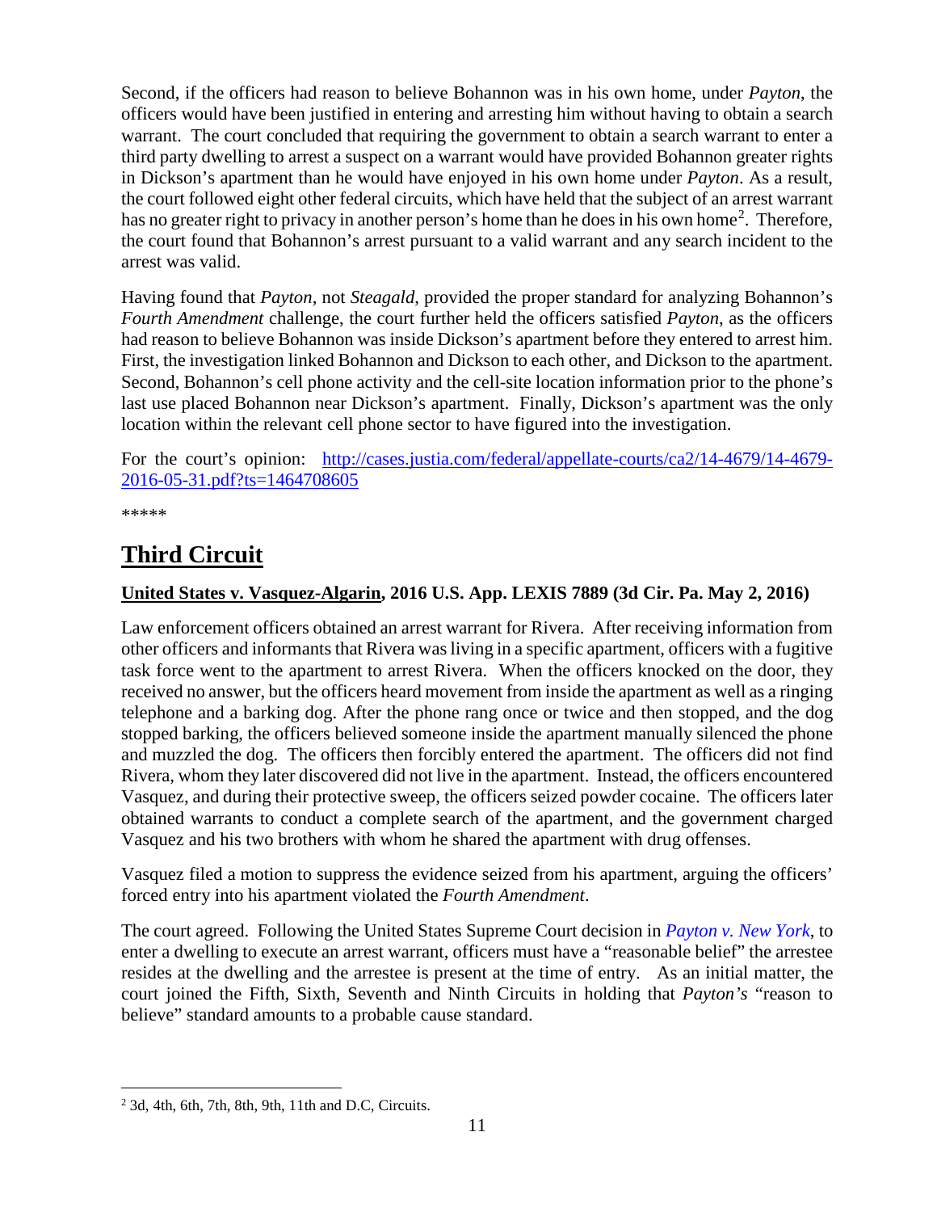Second, if the officers had reason to believe Bohannon was in his own home, under *Payton*, the officers would have been justified in entering and arresting him without having to obtain a search warrant. The court concluded that requiring the government to obtain a search warrant to enter a third party dwelling to arrest a suspect on a warrant would have provided Bohannon greater rights in Dickson's apartment than he would have enjoyed in his own home under *Payton*. As a result, the court followed eight other federal circuits, which have held that the subject of an arrest warrant has no greater right to privacy in another person's home than he does in his own home[2]. Therefore, the court found that Bohannon's arrest pursuant to a valid warrant and any search incident to the arrest was valid.

Having found that *Payton*, not *Steagald*, provided the proper standard for analyzing Bohannon's *Fourth Amendment* challenge, the court further held the officers satisfied *Payton*, as the officers had reason to believe Bohannon was inside Dickson's apartment before they entered to arrest him. First, the investigation linked Bohannon and Dickson to each other, and Dickson to the apartment. Second, Bohannon's cell phone activity and the cell-site location information prior to the phone's last use placed Bohannon near Dickson's apartment. Finally, Dickson's apartment was the only location within the relevant cell phone sector to have figured into the investigation.

For the court's opinion: [http://cases.justia.com/federal/appellate-courts/ca2/14-4679/14-4679-2016-05-31.pdf?ts=1464708605](http://cases.justia.com/federal/appellate-courts/ca2/14-4679/14-4679-2016-05-31.pdf?ts=1464708605)

*****

# Third Circuit

**United States v. Vasquez-Algarin, 2016 U.S. App. LEXIS 7889 (3d Cir. Pa. May 2, 2016)**

Law enforcement officers obtained an arrest warrant for Rivera. After receiving information from other officers and informants that Rivera was living in a specific apartment, officers with a fugitive task force went to the apartment to arrest Rivera. When the officers knocked on the door, they received no answer, but the officers heard movement from inside the apartment as well as a ringing telephone and a barking dog. After the phone rang once or twice and then stopped, and the dog stopped barking, the officers believed someone inside the apartment manually silenced the phone and muzzled the dog. The officers then forcibly entered the apartment. The officers did not find Rivera, whom they later discovered did not live in the apartment. Instead, the officers encountered Vasquez, and during their protective sweep, the officers seized powder cocaine. The officers later obtained warrants to conduct a complete search of the apartment, and the government charged Vasquez and his two brothers with whom he shared the apartment with drug offenses.

Vasquez filed a motion to suppress the evidence seized from his apartment, arguing the officers' forced entry into his apartment violated the *Fourth Amendment*.

The court agreed. Following the United States Supreme Court decision in *Payton v. New York*, to enter a dwelling to execute an arrest warrant, officers must have a "reasonable belief" the arrestee resides at the dwelling and the arrestee is present at the time of entry. As an initial matter, the court joined the Fifth, Sixth, Seventh and Ninth Circuits in holding that *Payton's* "reason to believe" standard amounts to a probable cause standard.

[2] 3d, 4th, 6th, 7th, 8th, 9th, 11th and D.C, Circuits.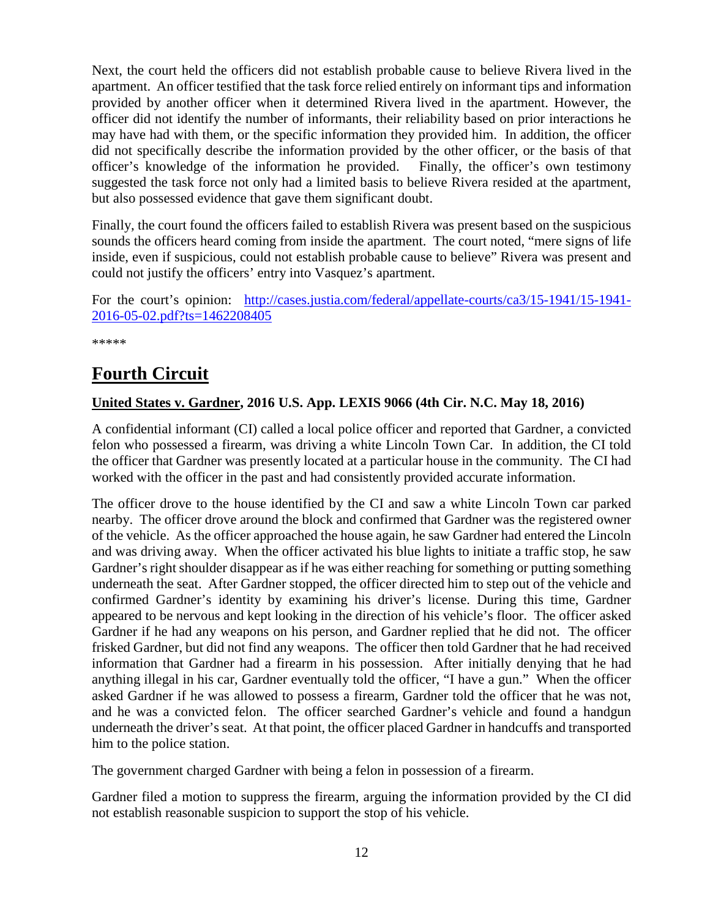Next, the court held the officers did not establish probable cause to believe Rivera lived in the apartment. An officer testified that the task force relied entirely on informant tips and information provided by another officer when it determined Rivera lived in the apartment. However, the officer did not identify the number of informants, their reliability based on prior interactions he may have had with them, or the specific information they provided him. In addition, the officer did not specifically describe the information provided by the other officer, or the basis of that officer's knowledge of the information he provided. Finally, the officer's own testimony suggested the task force not only had a limited basis to believe Rivera resided at the apartment, but also possessed evidence that gave them significant doubt.

Finally, the court found the officers failed to establish Rivera was present based on the suspicious sounds the officers heard coming from inside the apartment. The court noted, "mere signs of life inside, even if suspicious, could not establish probable cause to believe" Rivera was present and could not justify the officers' entry into Vasquez's apartment.

For the court's opinion: [http://cases.justia.com/federal/appellate-courts/ca3/15-1941/15-1941-2016-05-02.pdf?ts=1462208405](http://cases.justia.com/federal/appellate-courts/ca3/15-1941/15-1941-2016-05-02.pdf?ts=1462208405)

*****

# Fourth Circuit

### United States v. Gardner, 2016 U.S. App. LEXIS 9066 (4th Cir. N.C. May 18, 2016)

A confidential informant (CI) called a local police officer and reported that Gardner, a convicted felon who possessed a firearm, was driving a white Lincoln Town Car. In addition, the CI told the officer that Gardner was presently located at a particular house in the community. The CI had worked with the officer in the past and had consistently provided accurate information.

The officer drove to the house identified by the CI and saw a white Lincoln Town car parked nearby. The officer drove around the block and confirmed that Gardner was the registered owner of the vehicle. As the officer approached the house again, he saw Gardner had entered the Lincoln and was driving away. When the officer activated his blue lights to initiate a traffic stop, he saw Gardner's right shoulder disappear as if he was either reaching for something or putting something underneath the seat. After Gardner stopped, the officer directed him to step out of the vehicle and confirmed Gardner's identity by examining his driver's license. During this time, Gardner appeared to be nervous and kept looking in the direction of his vehicle's floor. The officer asked Gardner if he had any weapons on his person, and Gardner replied that he did not. The officer frisked Gardner, but did not find any weapons. The officer then told Gardner that he had received information that Gardner had a firearm in his possession. After initially denying that he had anything illegal in his car, Gardner eventually told the officer, "I have a gun." When the officer asked Gardner if he was allowed to possess a firearm, Gardner told the officer that he was not, and he was a convicted felon. The officer searched Gardner's vehicle and found a handgun underneath the driver's seat. At that point, the officer placed Gardner in handcuffs and transported him to the police station.

The government charged Gardner with being a felon in possession of a firearm.

Gardner filed a motion to suppress the firearm, arguing the information provided by the CI did not establish reasonable suspicion to support the stop of his vehicle.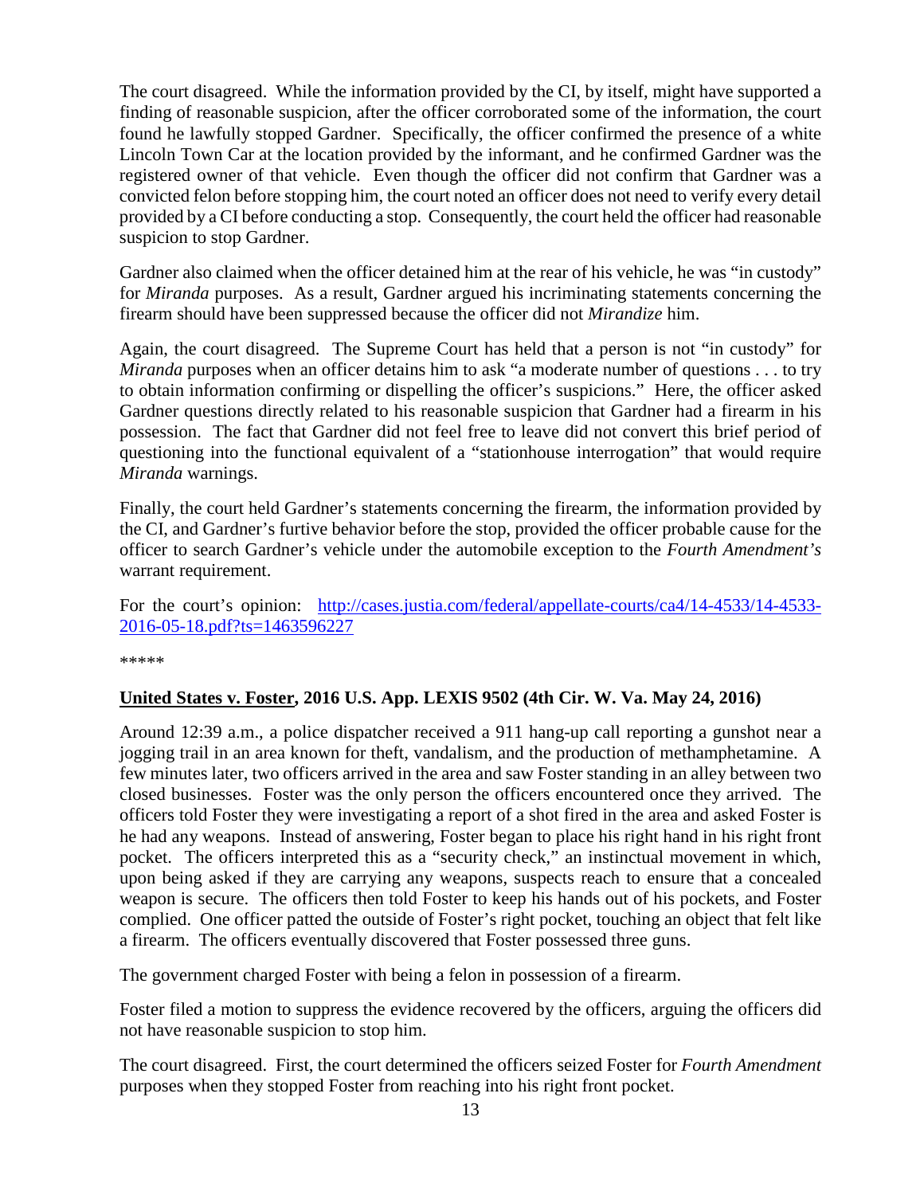The court disagreed. While the information provided by the CI, by itself, might have supported a finding of reasonable suspicion, after the officer corroborated some of the information, the court found he lawfully stopped Gardner. Specifically, the officer confirmed the presence of a white Lincoln Town Car at the location provided by the informant, and he confirmed Gardner was the registered owner of that vehicle. Even though the officer did not confirm that Gardner was a convicted felon before stopping him, the court noted an officer does not need to verify every detail provided by a CI before conducting a stop. Consequently, the court held the officer had reasonable suspicion to stop Gardner.

Gardner also claimed when the officer detained him at the rear of his vehicle, he was "in custody" for *Miranda* purposes. As a result, Gardner argued his incriminating statements concerning the firearm should have been suppressed because the officer did not *Mirandize* him.

Again, the court disagreed. The Supreme Court has held that a person is not "in custody" for *Miranda* purposes when an officer detains him to ask "a moderate number of questions . . . to try to obtain information confirming or dispelling the officer's suspicions." Here, the officer asked Gardner questions directly related to his reasonable suspicion that Gardner had a firearm in his possession. The fact that Gardner did not feel free to leave did not convert this brief period of questioning into the functional equivalent of a "stationhouse interrogation" that would require *Miranda* warnings.

Finally, the court held Gardner's statements concerning the firearm, the information provided by the CI, and Gardner's furtive behavior before the stop, provided the officer probable cause for the officer to search Gardner's vehicle under the automobile exception to the *Fourth Amendment's* warrant requirement.

For the court's opinion: [http://cases.justia.com/federal/appellate-courts/ca4/14-4533/14-4533-2016-05-18.pdf?ts=1463596227](http://cases.justia.com/federal/appellate-courts/ca4/14-4533/14-4533-2016-05-18.pdf?ts=1463596227)

*****

**United States v. Foster, 2016 U.S. App. LEXIS 9502 (4th Cir. W. Va. May 24, 2016)**

Around 12:39 a.m., a police dispatcher received a 911 hang-up call reporting a gunshot near a jogging trail in an area known for theft, vandalism, and the production of methamphetamine. A few minutes later, two officers arrived in the area and saw Foster standing in an alley between two closed businesses. Foster was the only person the officers encountered once they arrived. The officers told Foster they were investigating a report of a shot fired in the area and asked Foster is he had any weapons. Instead of answering, Foster began to place his right hand in his right front pocket. The officers interpreted this as a "security check," an instinctual movement in which, upon being asked if they are carrying any weapons, suspects reach to ensure that a concealed weapon is secure. The officers then told Foster to keep his hands out of his pockets, and Foster complied. One officer patted the outside of Foster's right pocket, touching an object that felt like a firearm. The officers eventually discovered that Foster possessed three guns.

The government charged Foster with being a felon in possession of a firearm.

Foster filed a motion to suppress the evidence recovered by the officers, arguing the officers did not have reasonable suspicion to stop him.

The court disagreed. First, the court determined the officers seized Foster for *Fourth Amendment* purposes when they stopped Foster from reaching into his right front pocket.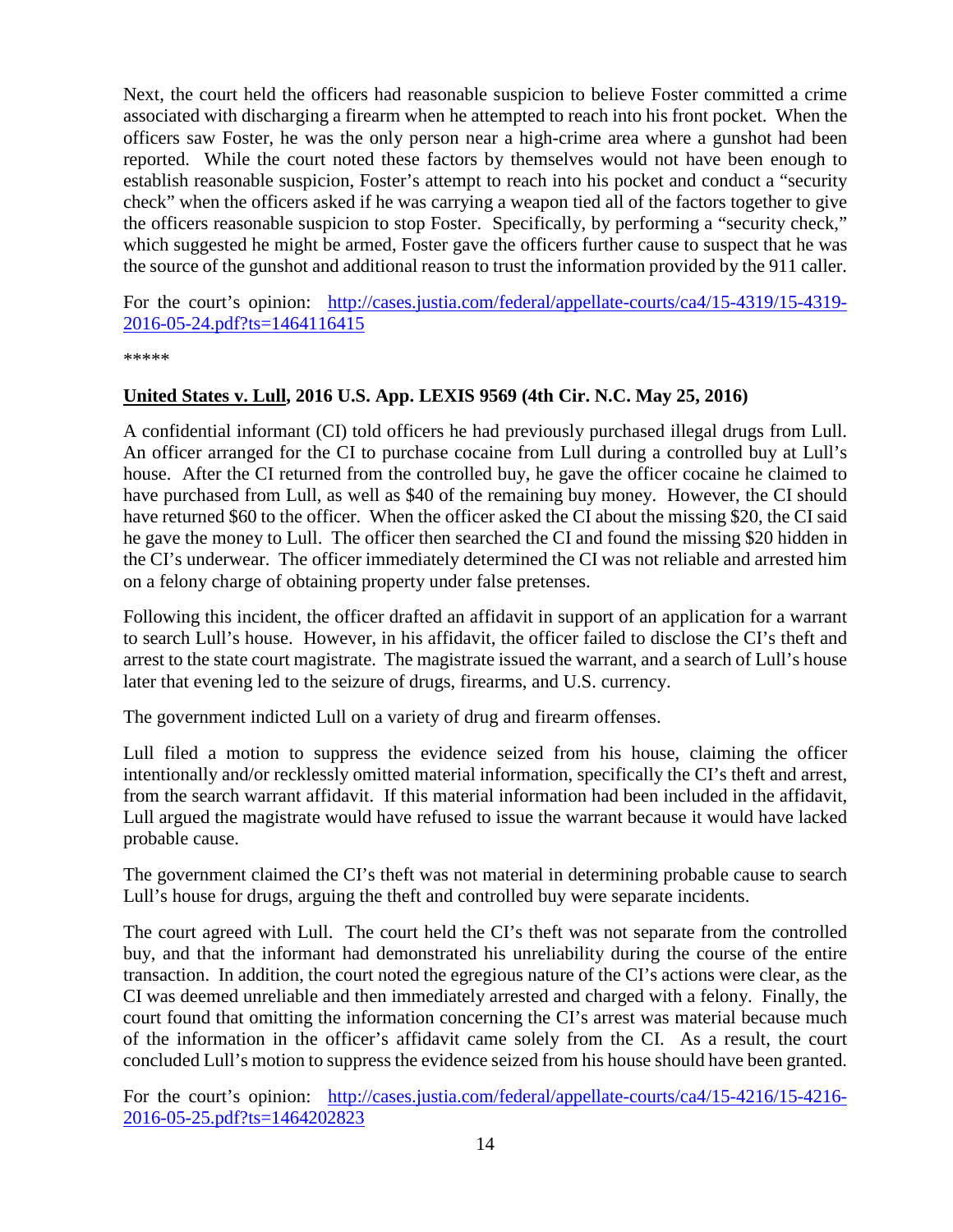Next, the court held the officers had reasonable suspicion to believe Foster committed a crime associated with discharging a firearm when he attempted to reach into his front pocket. When the officers saw Foster, he was the only person near a high-crime area where a gunshot had been reported. While the court noted these factors by themselves would not have been enough to establish reasonable suspicion, Foster's attempt to reach into his pocket and conduct a "security check" when the officers asked if he was carrying a weapon tied all of the factors together to give the officers reasonable suspicion to stop Foster. Specifically, by performing a "security check," which suggested he might be armed, Foster gave the officers further cause to suspect that he was the source of the gunshot and additional reason to trust the information provided by the 911 caller.

For the court's opinion: [http://cases.justia.com/federal/appellate-courts/ca4/15-4319/15-4319-2016-05-24.pdf?ts=1464116415](http://cases.justia.com/federal/appellate-courts/ca4/15-4319/15-4319-2016-05-24.pdf?ts=1464116415)

*****

**United States v. Lull, 2016 U.S. App. LEXIS 9569 (4th Cir. N.C. May 25, 2016)**

A confidential informant (CI) told officers he had previously purchased illegal drugs from Lull. An officer arranged for the CI to purchase cocaine from Lull during a controlled buy at Lull's house. After the CI returned from the controlled buy, he gave the officer cocaine he claimed to have purchased from Lull, as well as $40 of the remaining buy money. However, the CI should have returned $60 to the officer. When the officer asked the CI about the missing $20, the CI said he gave the money to Lull. The officer then searched the CI and found the missing $20 hidden in the CI's underwear. The officer immediately determined the CI was not reliable and arrested him on a felony charge of obtaining property under false pretenses.

Following this incident, the officer drafted an affidavit in support of an application for a warrant to search Lull's house. However, in his affidavit, the officer failed to disclose the CI's theft and arrest to the state court magistrate. The magistrate issued the warrant, and a search of Lull's house later that evening led to the seizure of drugs, firearms, and U.S. currency.

The government indicted Lull on a variety of drug and firearm offenses.

Lull filed a motion to suppress the evidence seized from his house, claiming the officer intentionally and/or recklessly omitted material information, specifically the CI's theft and arrest, from the search warrant affidavit. If this material information had been included in the affidavit, Lull argued the magistrate would have refused to issue the warrant because it would have lacked probable cause.

The government claimed the CI's theft was not material in determining probable cause to search Lull's house for drugs, arguing the theft and controlled buy were separate incidents.

The court agreed with Lull. The court held the CI's theft was not separate from the controlled buy, and that the informant had demonstrated his unreliability during the course of the entire transaction. In addition, the court noted the egregious nature of the CI's actions were clear, as the CI was deemed unreliable and then immediately arrested and charged with a felony. Finally, the court found that omitting the information concerning the CI's arrest was material because much of the information in the officer's affidavit came solely from the CI. As a result, the court concluded Lull's motion to suppress the evidence seized from his house should have been granted.

For the court's opinion: [http://cases.justia.com/federal/appellate-courts/ca4/15-4216/15-4216-2016-05-25.pdf?ts=1464202823](http://cases.justia.com/federal/appellate-courts/ca4/15-4216/15-4216-2016-05-25.pdf?ts=1464202823)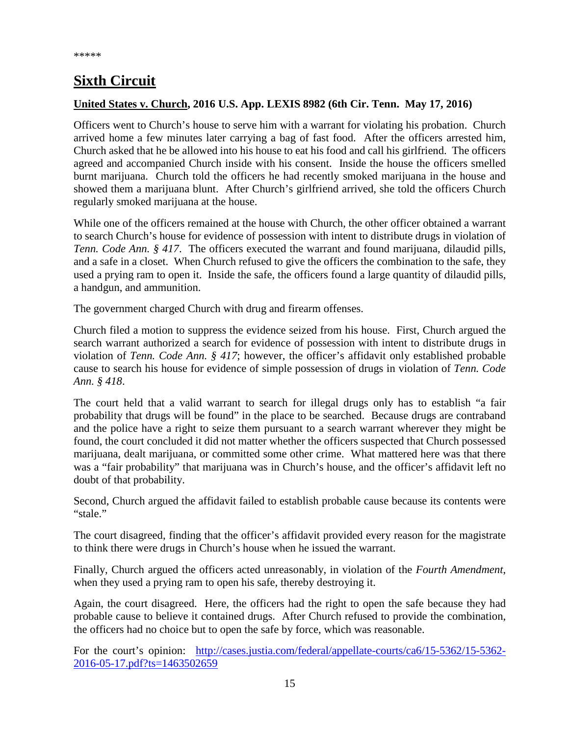*****

## Sixth Circuit

**United States v. Church, 2016 U.S. App. LEXIS 8982 (6th Cir. Tenn. May 17, 2016)**

Officers went to Church's house to serve him with a warrant for violating his probation. Church arrived home a few minutes later carrying a bag of fast food. After the officers arrested him, Church asked that he be allowed into his house to eat his food and call his girlfriend. The officers agreed and accompanied Church inside with his consent. Inside the house the officers smelled burnt marijuana. Church told the officers he had recently smoked marijuana in the house and showed them a marijuana blunt. After Church's girlfriend arrived, she told the officers Church regularly smoked marijuana at the house.

While one of the officers remained at the house with Church, the other officer obtained a warrant to search Church's house for evidence of possession with intent to distribute drugs in violation of *Tenn. Code Ann. § 417*. The officers executed the warrant and found marijuana, dilaudid pills, and a safe in a closet. When Church refused to give the officers the combination to the safe, they used a prying ram to open it. Inside the safe, the officers found a large quantity of dilaudid pills, a handgun, and ammunition.

The government charged Church with drug and firearm offenses.

Church filed a motion to suppress the evidence seized from his house. First, Church argued the search warrant authorized a search for evidence of possession with intent to distribute drugs in violation of *Tenn. Code Ann. § 417*; however, the officer's affidavit only established probable cause to search his house for evidence of simple possession of drugs in violation of *Tenn. Code Ann. § 418*.

The court held that a valid warrant to search for illegal drugs only has to establish "a fair probability that drugs will be found" in the place to be searched. Because drugs are contraband and the police have a right to seize them pursuant to a search warrant wherever they might be found, the court concluded it did not matter whether the officers suspected that Church possessed marijuana, dealt marijuana, or committed some other crime. What mattered here was that there was a "fair probability" that marijuana was in Church's house, and the officer's affidavit left no doubt of that probability.

Second, Church argued the affidavit failed to establish probable cause because its contents were "stale."

The court disagreed, finding that the officer's affidavit provided every reason for the magistrate to think there were drugs in Church's house when he issued the warrant.

Finally, Church argued the officers acted unreasonably, in violation of the *Fourth Amendment*, when they used a prying ram to open his safe, thereby destroying it.

Again, the court disagreed. Here, the officers had the right to open the safe because they had probable cause to believe it contained drugs. After Church refused to provide the combination, the officers had no choice but to open the safe by force, which was reasonable.

For the court's opinion: [http://cases.justia.com/federal/appellate-courts/ca6/15-5362/15-5362-2016-05-17.pdf?ts=1463502659](http://cases.justia.com/federal/appellate-courts/ca6/15-5362/15-5362-2016-05-17.pdf?ts=1463502659)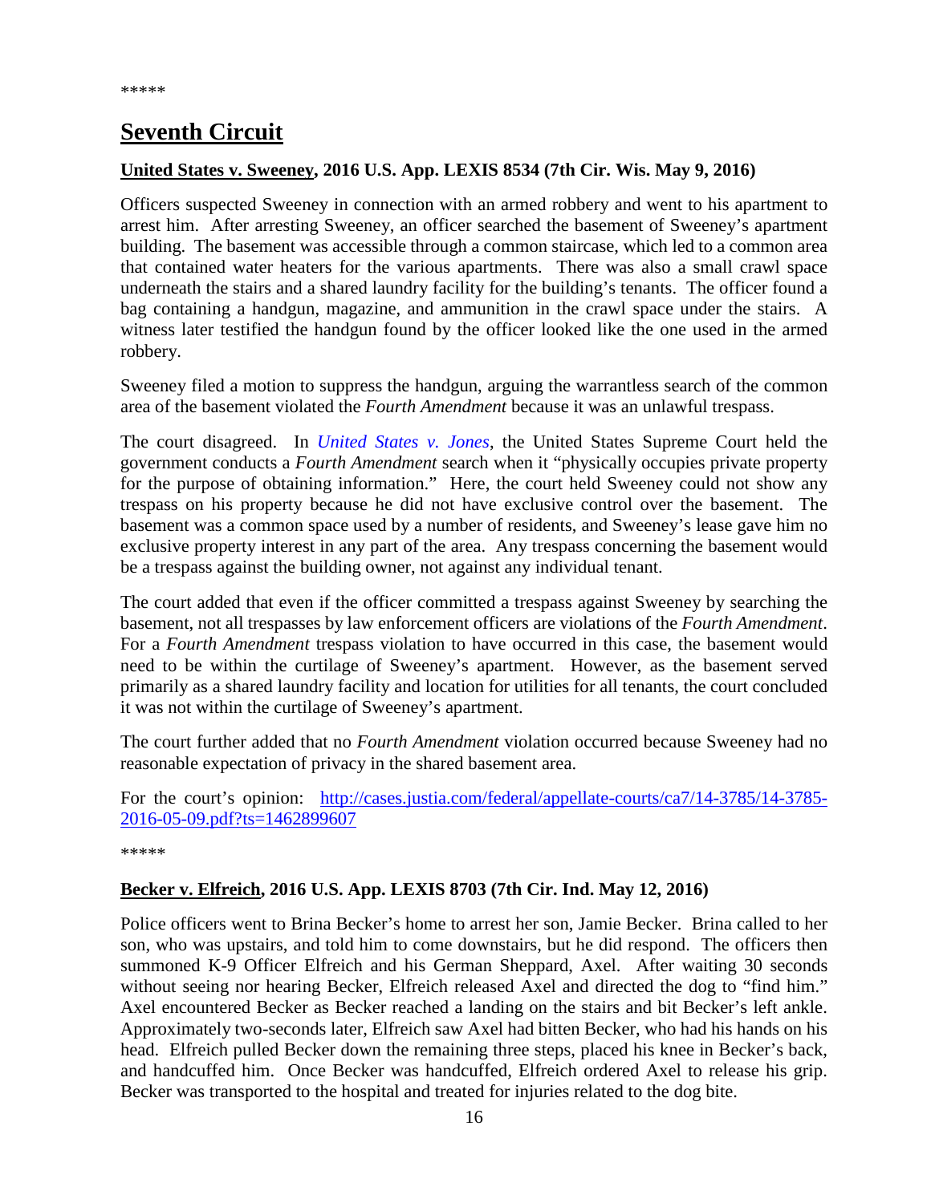*****

# Seventh Circuit

**United States v. Sweeney, 2016 U.S. App. LEXIS 8534 (7th Cir. Wis. May 9, 2016)**

Officers suspected Sweeney in connection with an armed robbery and went to his apartment to arrest him. After arresting Sweeney, an officer searched the basement of Sweeney's apartment building. The basement was accessible through a common staircase, which led to a common area that contained water heaters for the various apartments. There was also a small crawl space underneath the stairs and a shared laundry facility for the building's tenants. The officer found a bag containing a handgun, magazine, and ammunition in the crawl space under the stairs. A witness later testified the handgun found by the officer looked like the one used in the armed robbery.

Sweeney filed a motion to suppress the handgun, arguing the warrantless search of the common area of the basement violated the *Fourth Amendment* because it was an unlawful trespass.

The court disagreed. In *United States v. Jones*, the United States Supreme Court held the government conducts a *Fourth Amendment* search when it "physically occupies private property for the purpose of obtaining information." Here, the court held Sweeney could not show any trespass on his property because he did not have exclusive control over the basement. The basement was a common space used by a number of residents, and Sweeney's lease gave him no exclusive property interest in any part of the area. Any trespass concerning the basement would be a trespass against the building owner, not against any individual tenant.

The court added that even if the officer committed a trespass against Sweeney by searching the basement, not all trespasses by law enforcement officers are violations of the *Fourth Amendment*. For a *Fourth Amendment* trespass violation to have occurred in this case, the basement would need to be within the curtilage of Sweeney's apartment. However, as the basement served primarily as a shared laundry facility and location for utilities for all tenants, the court concluded it was not within the curtilage of Sweeney's apartment.

The court further added that no *Fourth Amendment* violation occurred because Sweeney had no reasonable expectation of privacy in the shared basement area.

For the court's opinion: [http://cases.justia.com/federal/appellate-courts/ca7/14-3785/14-3785-2016-05-09.pdf?ts=1462899607](http://cases.justia.com/federal/appellate-courts/ca7/14-3785/14-3785-2016-05-09.pdf?ts=1462899607)

*****

**Becker v. Elfreich, 2016 U.S. App. LEXIS 8703 (7th Cir. Ind. May 12, 2016)**

Police officers went to Brina Becker's home to arrest her son, Jamie Becker. Brina called to her son, who was upstairs, and told him to come downstairs, but he did respond. The officers then summoned K-9 Officer Elfreich and his German Sheppard, Axel. After waiting 30 seconds without seeing nor hearing Becker, Elfreich released Axel and directed the dog to "find him." Axel encountered Becker as Becker reached a landing on the stairs and bit Becker's left ankle. Approximately two-seconds later, Elfreich saw Axel had bitten Becker, who had his hands on his head. Elfreich pulled Becker down the remaining three steps, placed his knee in Becker's back, and handcuffed him. Once Becker was handcuffed, Elfreich ordered Axel to release his grip. Becker was transported to the hospital and treated for injuries related to the dog bite.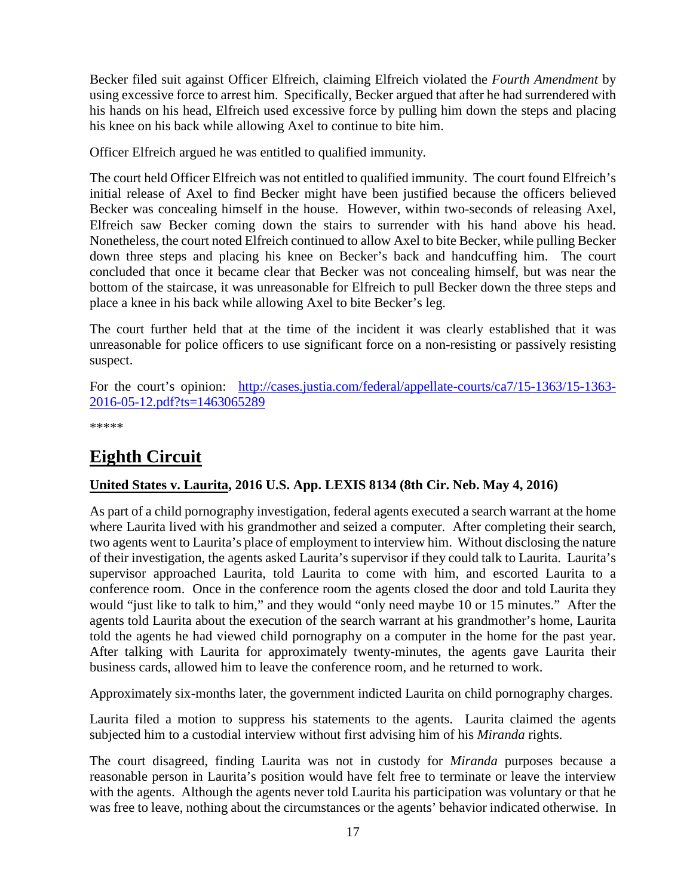Becker filed suit against Officer Elfreich, claiming Elfreich violated the *Fourth Amendment* by using excessive force to arrest him. Specifically, Becker argued that after he had surrendered with his hands on his head, Elfreich used excessive force by pulling him down the steps and placing his knee on his back while allowing Axel to continue to bite him.

Officer Elfreich argued he was entitled to qualified immunity.

The court held Officer Elfreich was not entitled to qualified immunity. The court found Elfreich's initial release of Axel to find Becker might have been justified because the officers believed Becker was concealing himself in the house. However, within two-seconds of releasing Axel, Elfreich saw Becker coming down the stairs to surrender with his hand above his head. Nonetheless, the court noted Elfreich continued to allow Axel to bite Becker, while pulling Becker down three steps and placing his knee on Becker's back and handcuffing him. The court concluded that once it became clear that Becker was not concealing himself, but was near the bottom of the staircase, it was unreasonable for Elfreich to pull Becker down the three steps and place a knee in his back while allowing Axel to bite Becker's leg.

The court further held that at the time of the incident it was clearly established that it was unreasonable for police officers to use significant force on a non-resisting or passively resisting suspect.

For the court's opinion: [http://cases.justia.com/federal/appellate-courts/ca7/15-1363/15-1363-2016-05-12.pdf?ts=1463065289](http://cases.justia.com/federal/appellate-courts/ca7/15-1363/15-1363-2016-05-12.pdf?ts=1463065289)

*****

# Eighth Circuit

## United States v. Laurita, 2016 U.S. App. LEXIS 8134 (8th Cir. Neb. May 4, 2016)

As part of a child pornography investigation, federal agents executed a search warrant at the home where Laurita lived with his grandmother and seized a computer. After completing their search, two agents went to Laurita's place of employment to interview him. Without disclosing the nature of their investigation, the agents asked Laurita's supervisor if they could talk to Laurita. Laurita's supervisor approached Laurita, told Laurita to come with him, and escorted Laurita to a conference room. Once in the conference room the agents closed the door and told Laurita they would "just like to talk to him," and they would "only need maybe 10 or 15 minutes." After the agents told Laurita about the execution of the search warrant at his grandmother's home, Laurita told the agents he had viewed child pornography on a computer in the home for the past year. After talking with Laurita for approximately twenty-minutes, the agents gave Laurita their business cards, allowed him to leave the conference room, and he returned to work.

Approximately six-months later, the government indicted Laurita on child pornography charges.

Laurita filed a motion to suppress his statements to the agents. Laurita claimed the agents subjected him to a custodial interview without first advising him of his *Miranda* rights.

The court disagreed, finding Laurita was not in custody for *Miranda* purposes because a reasonable person in Laurita's position would have felt free to terminate or leave the interview with the agents. Although the agents never told Laurita his participation was voluntary or that he was free to leave, nothing about the circumstances or the agents' behavior indicated otherwise. In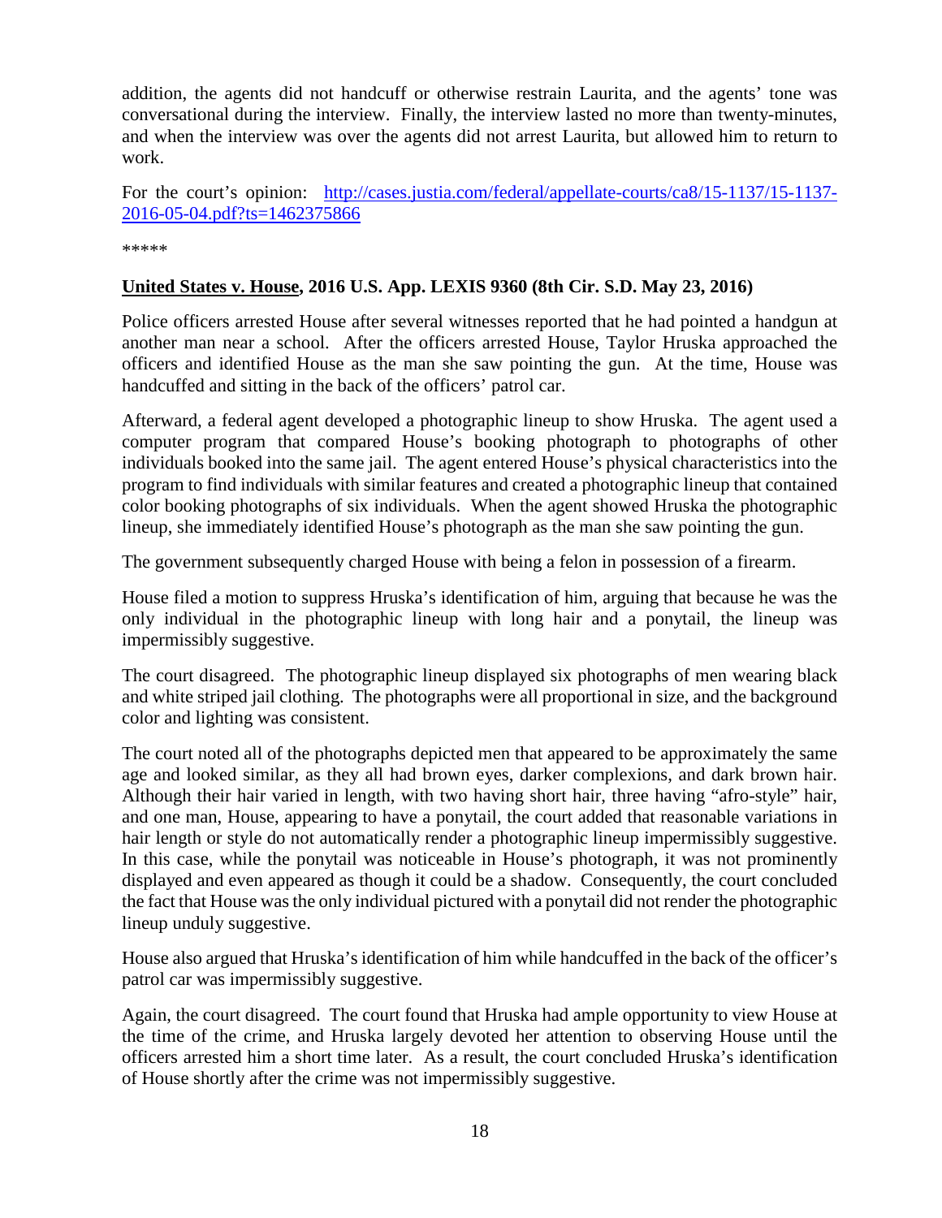addition, the agents did not handcuff or otherwise restrain Laurita, and the agents' tone was conversational during the interview. Finally, the interview lasted no more than twenty-minutes, and when the interview was over the agents did not arrest Laurita, but allowed him to return to work.

For the court's opinion: [http://cases.justia.com/federal/appellate-courts/ca8/15-1137/15-1137-2016-05-04.pdf?ts=1462375866](http://cases.justia.com/federal/appellate-courts/ca8/15-1137/15-1137-2016-05-04.pdf?ts=1462375866)

*****

**United States v. House, 2016 U.S. App. LEXIS 9360 (8th Cir. S.D. May 23, 2016)**

Police officers arrested House after several witnesses reported that he had pointed a handgun at another man near a school. After the officers arrested House, Taylor Hruska approached the officers and identified House as the man she saw pointing the gun. At the time, House was handcuffed and sitting in the back of the officers' patrol car.

Afterward, a federal agent developed a photographic lineup to show Hruska. The agent used a computer program that compared House's booking photograph to photographs of other individuals booked into the same jail. The agent entered House's physical characteristics into the program to find individuals with similar features and created a photographic lineup that contained color booking photographs of six individuals. When the agent showed Hruska the photographic lineup, she immediately identified House's photograph as the man she saw pointing the gun.

The government subsequently charged House with being a felon in possession of a firearm.

House filed a motion to suppress Hruska's identification of him, arguing that because he was the only individual in the photographic lineup with long hair and a ponytail, the lineup was impermissibly suggestive.

The court disagreed. The photographic lineup displayed six photographs of men wearing black and white striped jail clothing. The photographs were all proportional in size, and the background color and lighting was consistent.

The court noted all of the photographs depicted men that appeared to be approximately the same age and looked similar, as they all had brown eyes, darker complexions, and dark brown hair. Although their hair varied in length, with two having short hair, three having "afro-style" hair, and one man, House, appearing to have a ponytail, the court added that reasonable variations in hair length or style do not automatically render a photographic lineup impermissibly suggestive. In this case, while the ponytail was noticeable in House's photograph, it was not prominently displayed and even appeared as though it could be a shadow. Consequently, the court concluded the fact that House was the only individual pictured with a ponytail did not render the photographic lineup unduly suggestive.

House also argued that Hruska's identification of him while handcuffed in the back of the officer's patrol car was impermissibly suggestive.

Again, the court disagreed. The court found that Hruska had ample opportunity to view House at the time of the crime, and Hruska largely devoted her attention to observing House until the officers arrested him a short time later. As a result, the court concluded Hruska's identification of House shortly after the crime was not impermissibly suggestive.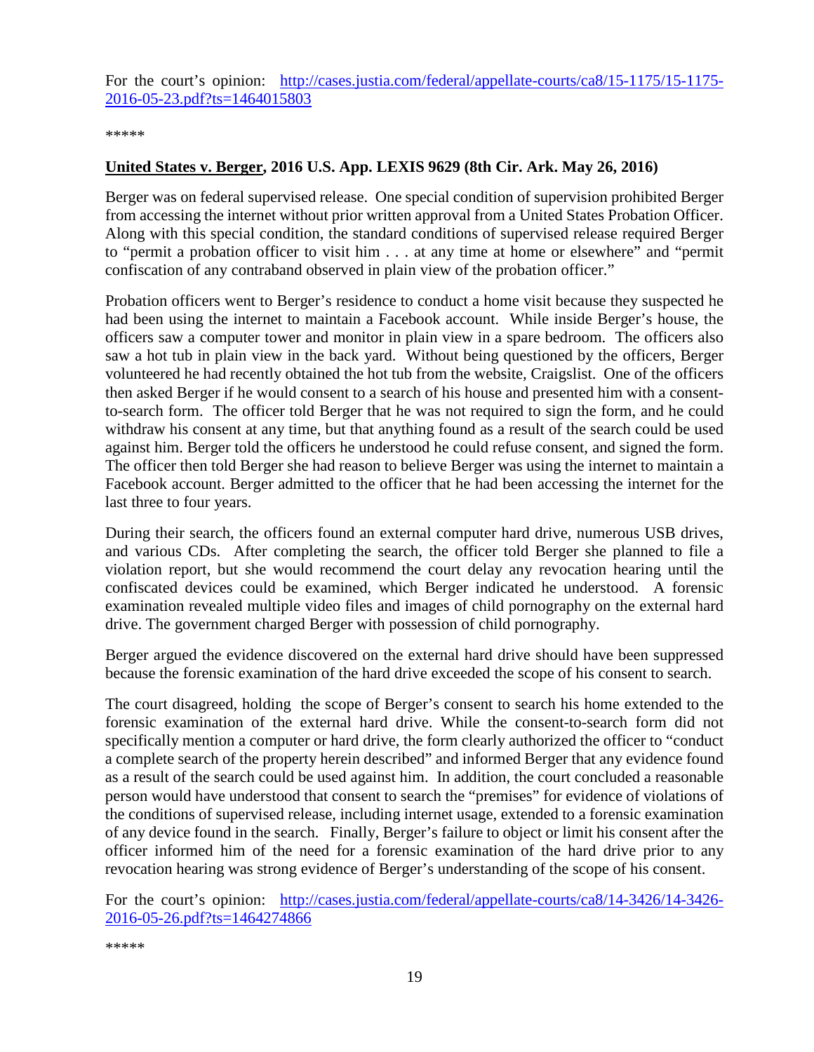For the court's opinion: [http://cases.justia.com/federal/appellate-courts/ca8/15-1175/15-1175-2016-05-23.pdf?ts=1464015803](http://cases.justia.com/federal/appellate-courts/ca8/15-1175/15-1175-2016-05-23.pdf?ts=1464015803)

*****

**United States v. Berger, 2016 U.S. App. LEXIS 9629 (8th Cir. Ark. May 26, 2016)**

Berger was on federal supervised release. One special condition of supervision prohibited Berger from accessing the internet without prior written approval from a United States Probation Officer. Along with this special condition, the standard conditions of supervised release required Berger to "permit a probation officer to visit him . . . at any time at home or elsewhere" and "permit confiscation of any contraband observed in plain view of the probation officer."

Probation officers went to Berger's residence to conduct a home visit because they suspected he had been using the internet to maintain a Facebook account. While inside Berger's house, the officers saw a computer tower and monitor in plain view in a spare bedroom. The officers also saw a hot tub in plain view in the back yard. Without being questioned by the officers, Berger volunteered he had recently obtained the hot tub from the website, Craigslist. One of the officers then asked Berger if he would consent to a search of his house and presented him with a consent-to-search form. The officer told Berger that he was not required to sign the form, and he could withdraw his consent at any time, but that anything found as a result of the search could be used against him. Berger told the officers he understood he could refuse consent, and signed the form. The officer then told Berger she had reason to believe Berger was using the internet to maintain a Facebook account. Berger admitted to the officer that he had been accessing the internet for the last three to four years.

During their search, the officers found an external computer hard drive, numerous USB drives, and various CDs. After completing the search, the officer told Berger she planned to file a violation report, but she would recommend the court delay any revocation hearing until the confiscated devices could be examined, which Berger indicated he understood. A forensic examination revealed multiple video files and images of child pornography on the external hard drive. The government charged Berger with possession of child pornography.

Berger argued the evidence discovered on the external hard drive should have been suppressed because the forensic examination of the hard drive exceeded the scope of his consent to search.

The court disagreed, holding the scope of Berger's consent to search his home extended to the forensic examination of the external hard drive. While the consent-to-search form did not specifically mention a computer or hard drive, the form clearly authorized the officer to "conduct a complete search of the property herein described" and informed Berger that any evidence found as a result of the search could be used against him. In addition, the court concluded a reasonable person would have understood that consent to search the "premises" for evidence of violations of the conditions of supervised release, including internet usage, extended to a forensic examination of any device found in the search. Finally, Berger's failure to object or limit his consent after the officer informed him of the need for a forensic examination of the hard drive prior to any revocation hearing was strong evidence of Berger's understanding of the scope of his consent.

For the court's opinion: [http://cases.justia.com/federal/appellate-courts/ca8/14-3426/14-3426-2016-05-26.pdf?ts=1464274866](http://cases.justia.com/federal/appellate-courts/ca8/14-3426/14-3426-2016-05-26.pdf?ts=1464274866)

*****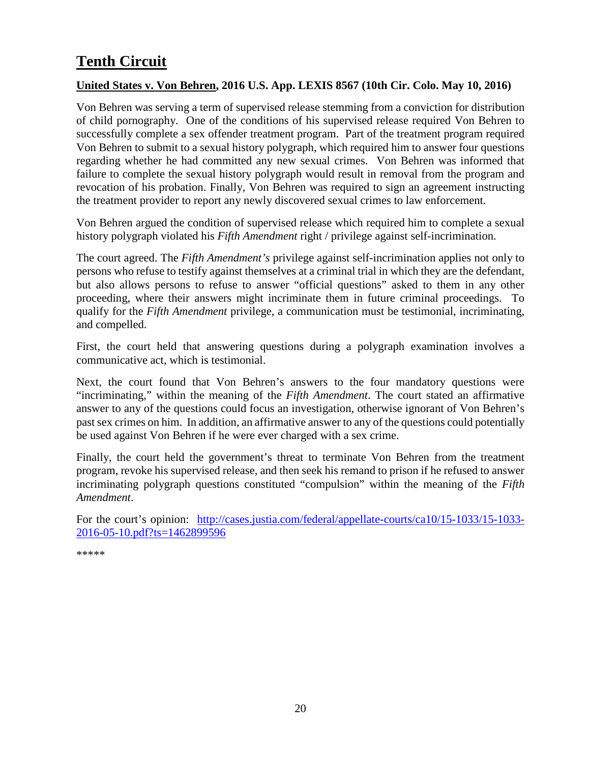# Tenth Circuit

**United States v. Von Behren, 2016 U.S. App. LEXIS 8567 (10th Cir. Colo. May 10, 2016)**

Von Behren was serving a term of supervised release stemming from a conviction for distribution of child pornography. One of the conditions of his supervised release required Von Behren to successfully complete a sex offender treatment program. Part of the treatment program required Von Behren to submit to a sexual history polygraph, which required him to answer four questions regarding whether he had committed any new sexual crimes. Von Behren was informed that failure to complete the sexual history polygraph would result in removal from the program and revocation of his probation. Finally, Von Behren was required to sign an agreement instructing the treatment provider to report any newly discovered sexual crimes to law enforcement.

Von Behren argued the condition of supervised release which required him to complete a sexual history polygraph violated his *Fifth Amendment* right / privilege against self-incrimination.

The court agreed. The *Fifth Amendment's* privilege against self-incrimination applies not only to persons who refuse to testify against themselves at a criminal trial in which they are the defendant, but also allows persons to refuse to answer "official questions" asked to them in any other proceeding, where their answers might incriminate them in future criminal proceedings. To qualify for the *Fifth Amendment* privilege, a communication must be testimonial, incriminating, and compelled.

First, the court held that answering questions during a polygraph examination involves a communicative act, which is testimonial.

Next, the court found that Von Behren's answers to the four mandatory questions were "incriminating," within the meaning of the *Fifth Amendment*. The court stated an affirmative answer to any of the questions could focus an investigation, otherwise ignorant of Von Behren's past sex crimes on him. In addition, an affirmative answer to any of the questions could potentially be used against Von Behren if he were ever charged with a sex crime.

Finally, the court held the government's threat to terminate Von Behren from the treatment program, revoke his supervised release, and then seek his remand to prison if he refused to answer incriminating polygraph questions constituted "compulsion" within the meaning of the *Fifth Amendment*.

For the court's opinion: [http://cases.justia.com/federal/appellate-courts/ca10/15-1033/15-1033-2016-05-10.pdf?ts=1462899596](http://cases.justia.com/federal/appellate-courts/ca10/15-1033/15-1033-2016-05-10.pdf?ts=1462899596)

*****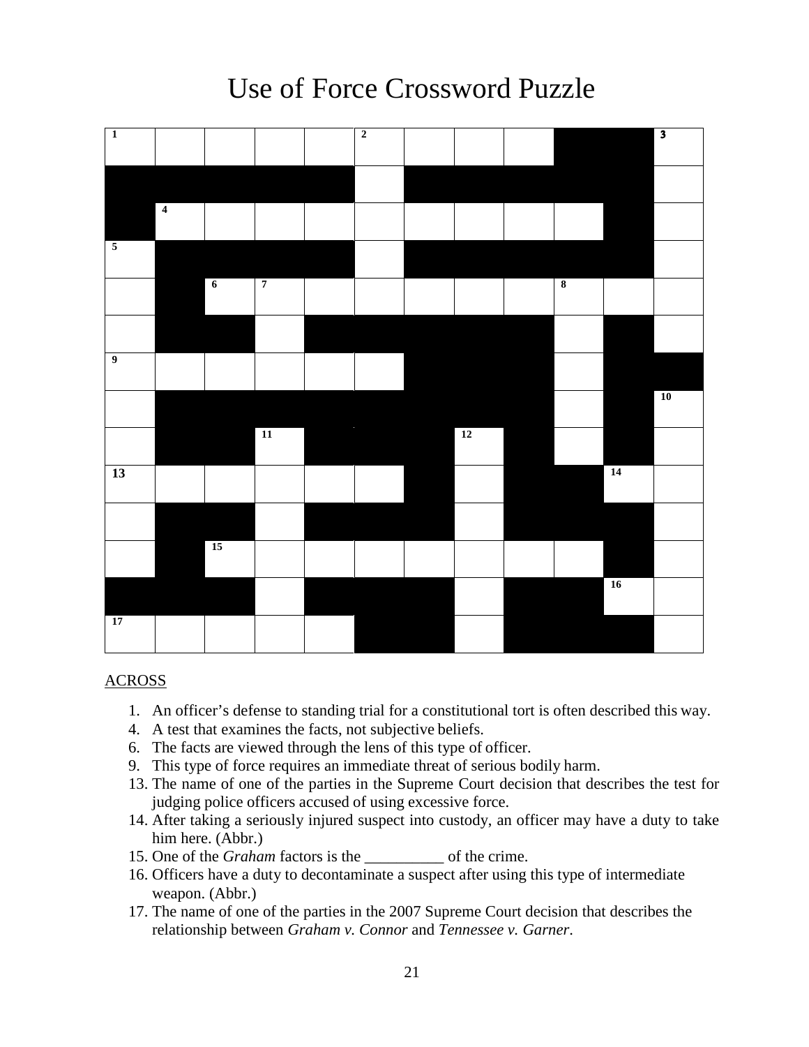# Use of Force Crossword Puzzle

| 1 | | | | | 2 | | | | ■ | ■ | 3 |
|---|---|---|---|---|---|---|---|---|---|---|---|
| ■ | ■ | ■ | ■ | ■ | | ■ | ■ | ■ | ■ | ■ | |
| ■ | 4 | | | | | | | | | ■ | |
| 5 | ■ | ■ | ■ | ■ | | ■ | ■ | ■ | ■ | ■ | |
| | ■ | 6 | 7 | | | | | | 8 | | |
| | ■ | ■ | | ■ | ■ | ■ | ■ | ■ | | ■ | |
| 9 | | | | | | ■ | ■ | ■ | | ■ | ■ |
| | ■ | ■ | ■ | ■ | ■ | ■ | ■ | ■ | | ■ | 10 |
| | ■ | ■ | 11 | ■ | ■ | ■ | 12 | ■ | | ■ | |
| 13 | | | | | | ■ | | ■ | ■ | 14 | |
| | ■ | ■ | | ■ | ■ | ■ | | ■ | ■ | ■ | |
| | ■ | 15 | | | | | | | | ■ | |
| ■ | ■ | ■ | | ■ | ■ | ■ | | ■ | ■ | 16 | |
| 17 | | | | | ■ | ■ | | ■ | ■ | ■ | |

ACROSS

1. An officer's defense to standing trial for a constitutional tort is often described this way.
4. A test that examines the facts, not subjective beliefs.
6. The facts are viewed through the lens of this type of officer.
9. This type of force requires an immediate threat of serious bodily harm.
13. The name of one of the parties in the Supreme Court decision that describes the test for judging police officers accused of using excessive force.
14. After taking a seriously injured suspect into custody, an officer may have a duty to take him here. (Abbr.)
15. One of the *Graham* factors is the __________ of the crime.
16. Officers have a duty to decontaminate a suspect after using this type of intermediate weapon. (Abbr.)
17. The name of one of the parties in the 2007 Supreme Court decision that describes the relationship between *Graham v. Connor* and *Tennessee v. Garner*.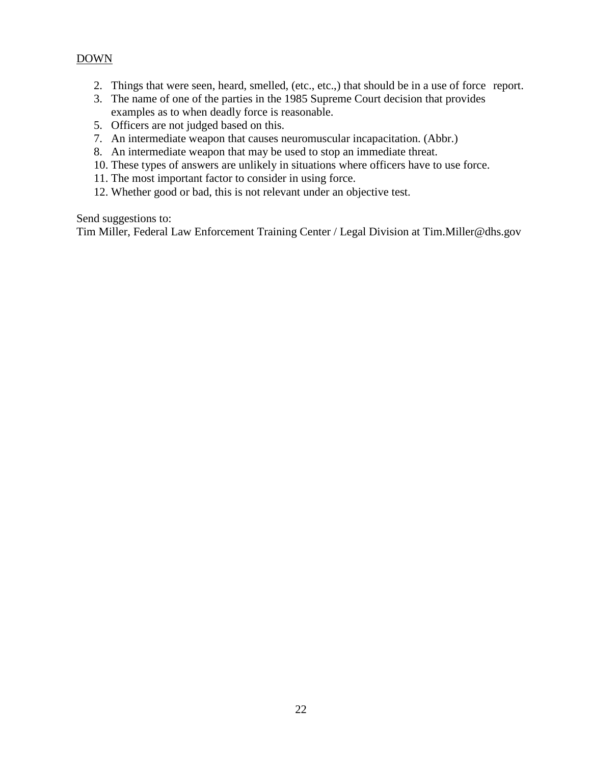DOWN

2. Things that were seen, heard, smelled, (etc., etc.,) that should be in a use of force report.
3. The name of one of the parties in the 1985 Supreme Court decision that provides examples as to when deadly force is reasonable.
5. Officers are not judged based on this.
7. An intermediate weapon that causes neuromuscular incapacitation. (Abbr.)
8. An intermediate weapon that may be used to stop an immediate threat.
10. These types of answers are unlikely in situations where officers have to use force.
11. The most important factor to consider in using force.
12. Whether good or bad, this is not relevant under an objective test.

Send suggestions to:
Tim Miller, Federal Law Enforcement Training Center / Legal Division at Tim.Miller@dhs.gov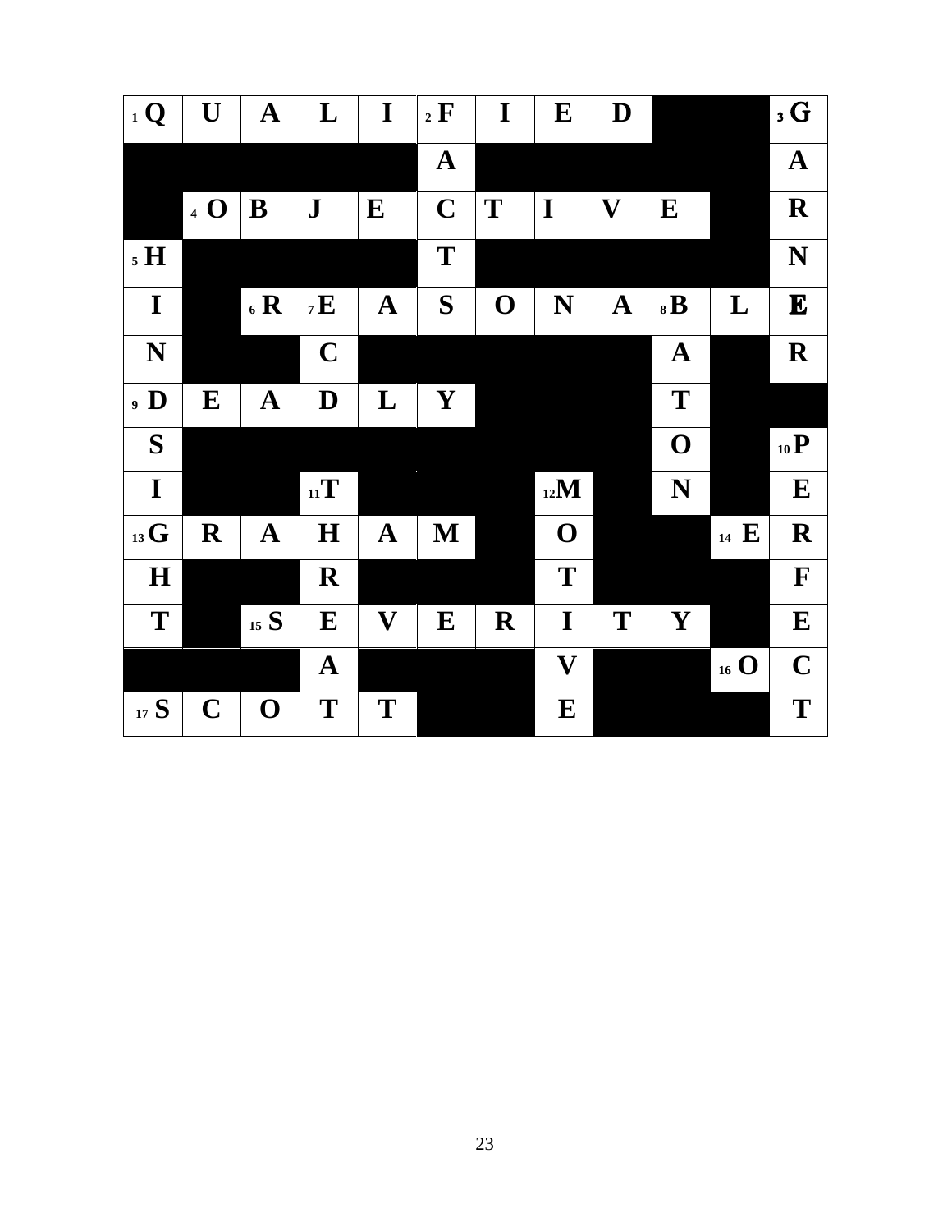| | | | | | | | | | | | |
|---|---|---|---|---|---|---|---|---|---|---|---|
| 1 Q | U | A | L | I | 2 F | I | E | D | | | 3 G |
| | | | | | A | | | | | | A |
| | 4 O | B | J | E | C | T | I | V | E | | R |
| 5 H | | | | | T | | | | | | N |
| I | | 6 R | 7 E | A | S | O | N | A | 8 B | L | E |
| N | | | C | | | | | | A | | R |
| 9 D | E | A | D | L | Y | | | | T | | |
| S | | | | | | | | | O | | 10 P |
| I | | | 11 T | | | | 12 M | | N | | E |
| 13 G | R | A | H | A | M | | O | | | 14 E | R |
| H | | | R | | | | T | | | | F |
| T | | 15 S | E | V | E | R | I | T | Y | | E |
| | | | A | | | | V | | | 16 O | C |
| 17 S | C | O | T | T | | | E | | | | T |